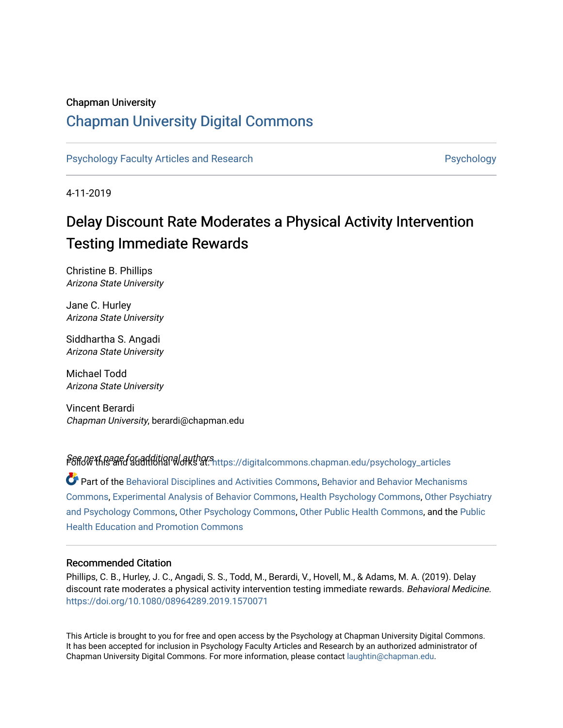Chapman University

# Chapman University Digital Commons

Psychology Faculty Articles and Research | Psychology

4-11-2019

# Delay Discount Rate Moderates a Physical Activity Intervention Testing Immediate Rewards

Christine B. Phillips
*Arizona State University*

Jane C. Hurley
*Arizona State University*

Siddhartha S. Angadi
*Arizona State University*

Michael Todd
*Arizona State University*

Vincent Berardi
*Chapman University*, berardi@chapman.edu

*See next page for additional authors*

Follow this and additional works at: https://digitalcommons.chapman.edu/psychology_articles

Part of the Behavioral Disciplines and Activities Commons, Behavior and Behavior Mechanisms Commons, Experimental Analysis of Behavior Commons, Health Psychology Commons, Other Psychiatry and Psychology Commons, Other Psychology Commons, Other Public Health Commons, and the Public Health Education and Promotion Commons

### Recommended Citation

Phillips, C. B., Hurley, J. C., Angadi, S. S., Todd, M., Berardi, V., Hovell, M., & Adams, M. A. (2019). Delay discount rate moderates a physical activity intervention testing immediate rewards. *Behavioral Medicine*. https://doi.org/10.1080/08964289.2019.1570071

This Article is brought to you for free and open access by the Psychology at Chapman University Digital Commons. It has been accepted for inclusion in Psychology Faculty Articles and Research by an authorized administrator of Chapman University Digital Commons. For more information, please contact laughtin@chapman.edu.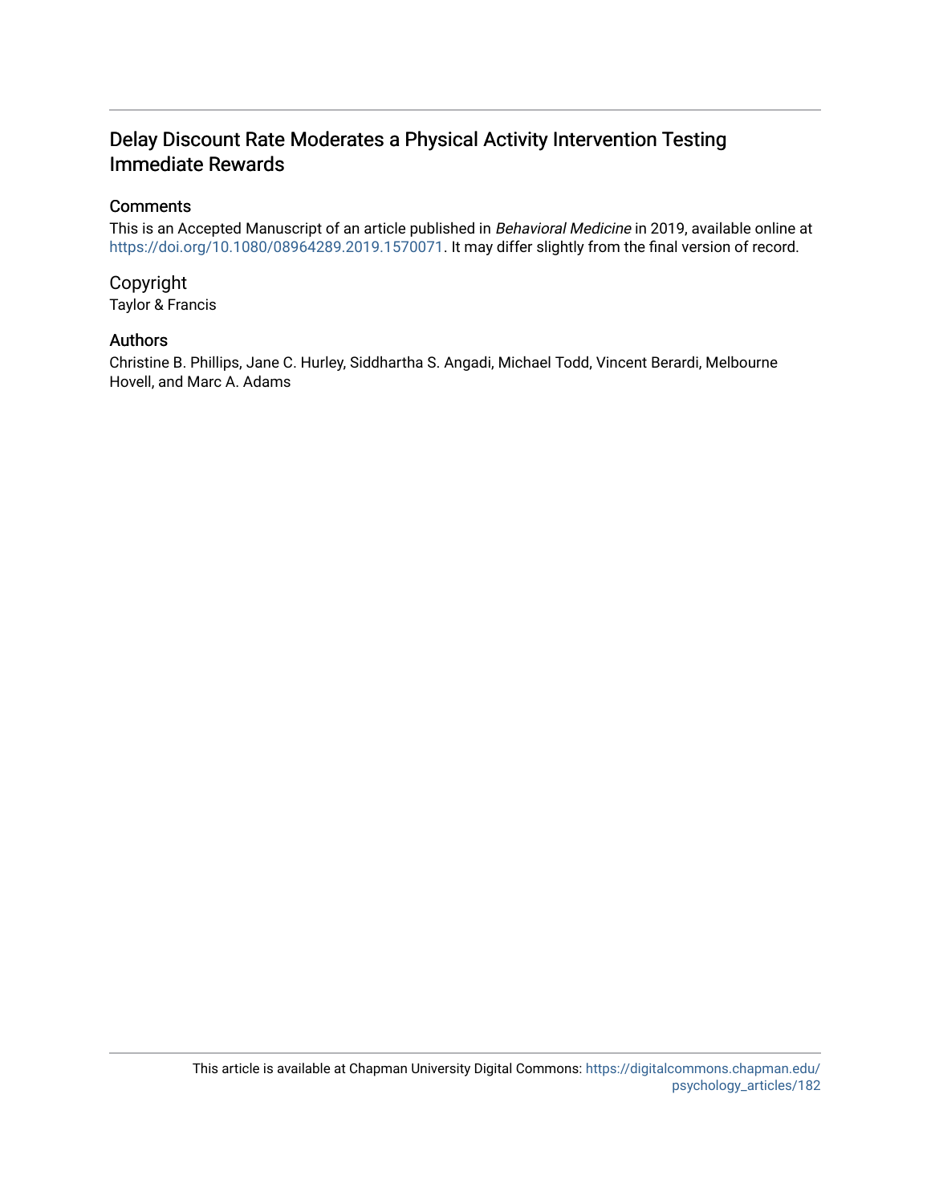# Delay Discount Rate Moderates a Physical Activity Intervention Testing Immediate Rewards

## Comments

This is an Accepted Manuscript of an article published in *Behavioral Medicine* in 2019, available online at https://doi.org/10.1080/08964289.2019.1570071. It may differ slightly from the final version of record.

## Copyright

Taylor & Francis

## Authors

Christine B. Phillips, Jane C. Hurley, Siddhartha S. Angadi, Michael Todd, Vincent Berardi, Melbourne Hovell, and Marc A. Adams

This article is available at Chapman University Digital Commons: https://digitalcommons.chapman.edu/psychology_articles/182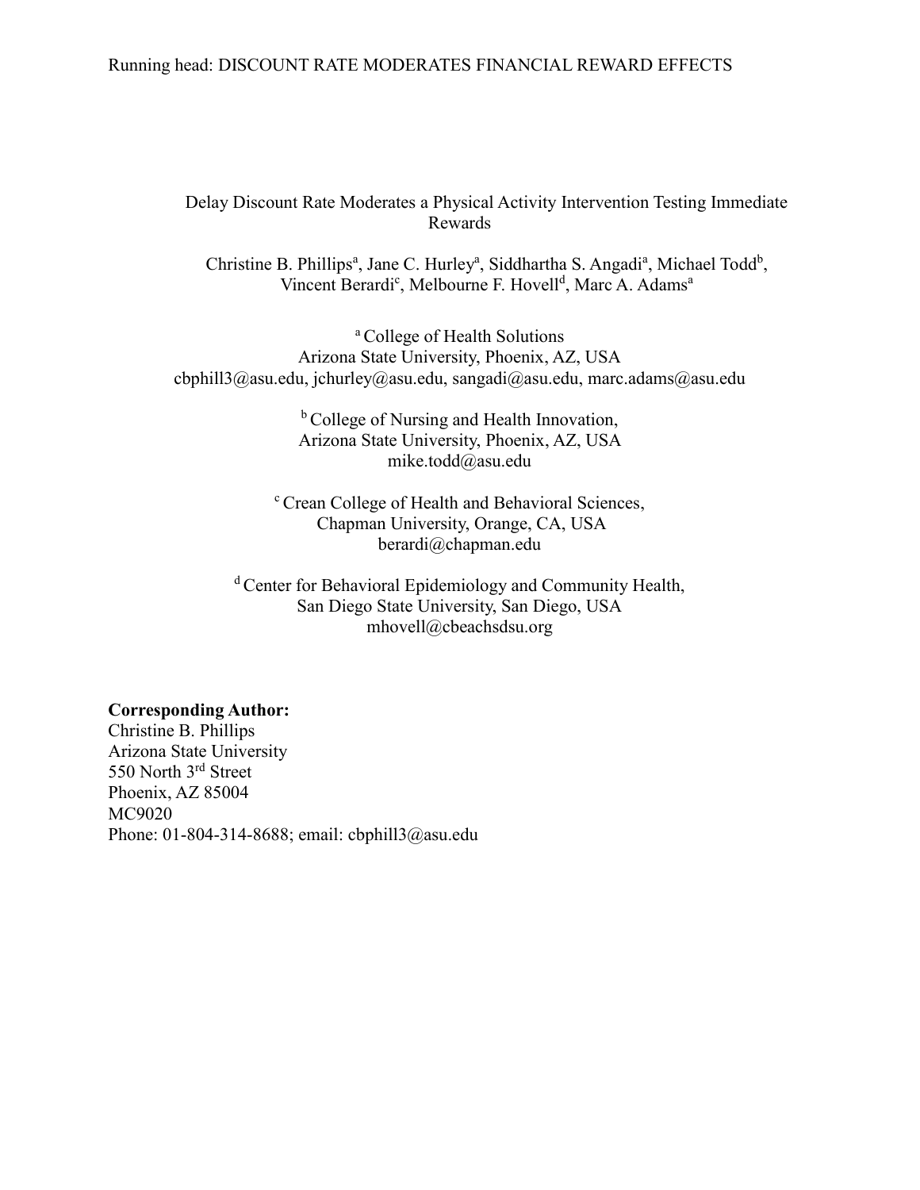# Delay Discount Rate Moderates a Physical Activity Intervention Testing Immediate Rewards

Christine B. Phillips[a], Jane C. Hurley[a], Siddhartha S. Angadi[a], Michael Todd[b], Vincent Berardi[c], Melbourne F. Hovell[d], Marc A. Adams[a]

[a] College of Health Solutions
Arizona State University, Phoenix, AZ, USA
cbphill3@asu.edu, jchurley@asu.edu, sangadi@asu.edu, marc.adams@asu.edu

[b] College of Nursing and Health Innovation,
Arizona State University, Phoenix, AZ, USA
mike.todd@asu.edu

[c] Crean College of Health and Behavioral Sciences,
Chapman University, Orange, CA, USA
berardi@chapman.edu

[d] Center for Behavioral Epidemiology and Community Health,
San Diego State University, San Diego, USA
mhovell@cbeachsdsu.org

**Corresponding Author:**
Christine B. Phillips
Arizona State University
550 North 3rd Street
Phoenix, AZ 85004
MC9020
Phone: 01-804-314-8688; email: cbphill3@asu.edu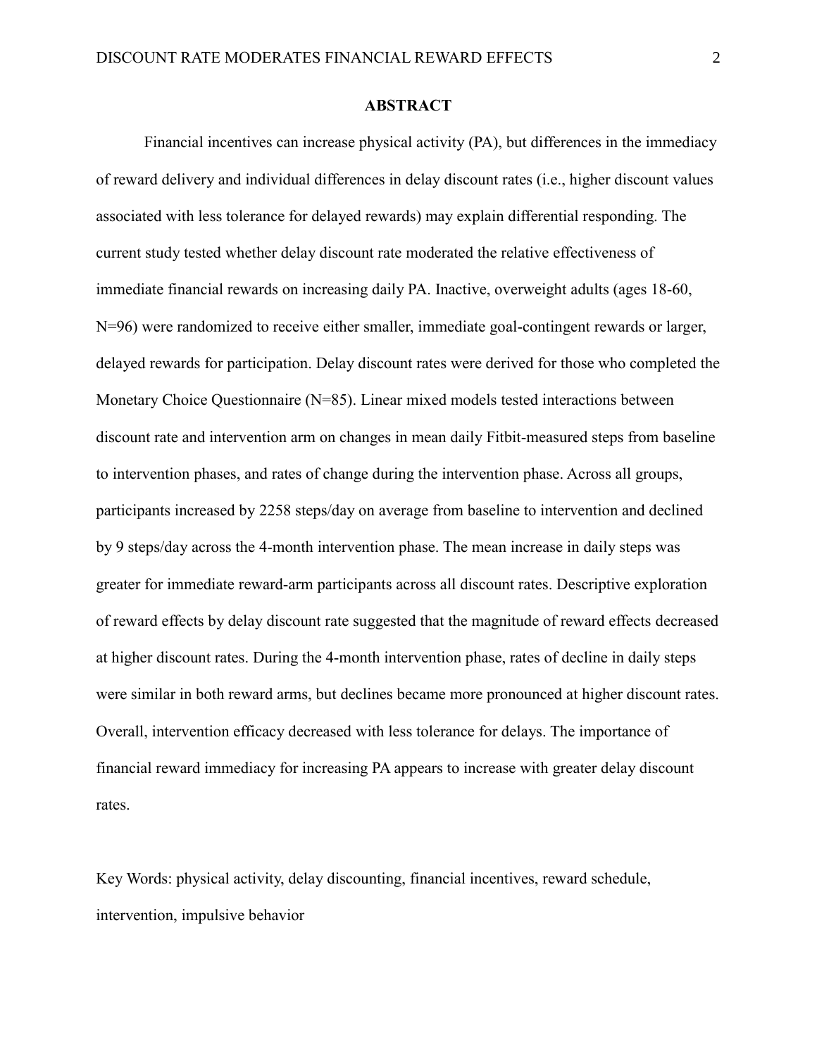## ABSTRACT

Financial incentives can increase physical activity (PA), but differences in the immediacy of reward delivery and individual differences in delay discount rates (i.e., higher discount values associated with less tolerance for delayed rewards) may explain differential responding. The current study tested whether delay discount rate moderated the relative effectiveness of immediate financial rewards on increasing daily PA. Inactive, overweight adults (ages 18-60, N=96) were randomized to receive either smaller, immediate goal-contingent rewards or larger, delayed rewards for participation. Delay discount rates were derived for those who completed the Monetary Choice Questionnaire (N=85). Linear mixed models tested interactions between discount rate and intervention arm on changes in mean daily Fitbit-measured steps from baseline to intervention phases, and rates of change during the intervention phase. Across all groups, participants increased by 2258 steps/day on average from baseline to intervention and declined by 9 steps/day across the 4-month intervention phase. The mean increase in daily steps was greater for immediate reward-arm participants across all discount rates. Descriptive exploration of reward effects by delay discount rate suggested that the magnitude of reward effects decreased at higher discount rates. During the 4-month intervention phase, rates of decline in daily steps were similar in both reward arms, but declines became more pronounced at higher discount rates. Overall, intervention efficacy decreased with less tolerance for delays. The importance of financial reward immediacy for increasing PA appears to increase with greater delay discount rates.

Key Words: physical activity, delay discounting, financial incentives, reward schedule, intervention, impulsive behavior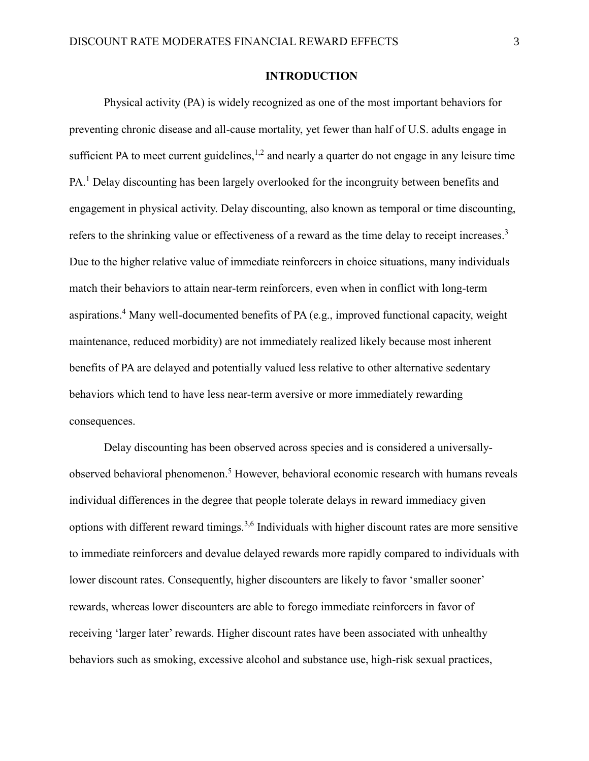## INTRODUCTION

Physical activity (PA) is widely recognized as one of the most important behaviors for preventing chronic disease and all-cause mortality, yet fewer than half of U.S. adults engage in sufficient PA to meet current guidelines,[1,2] and nearly a quarter do not engage in any leisure time PA.[1] Delay discounting has been largely overlooked for the incongruity between benefits and engagement in physical activity. Delay discounting, also known as temporal or time discounting, refers to the shrinking value or effectiveness of a reward as the time delay to receipt increases.[3] Due to the higher relative value of immediate reinforcers in choice situations, many individuals match their behaviors to attain near-term reinforcers, even when in conflict with long-term aspirations.[4] Many well-documented benefits of PA (e.g., improved functional capacity, weight maintenance, reduced morbidity) are not immediately realized likely because most inherent benefits of PA are delayed and potentially valued less relative to other alternative sedentary behaviors which tend to have less near-term aversive or more immediately rewarding consequences.

Delay discounting has been observed across species and is considered a universally-observed behavioral phenomenon.[5] However, behavioral economic research with humans reveals individual differences in the degree that people tolerate delays in reward immediacy given options with different reward timings.[3,6] Individuals with higher discount rates are more sensitive to immediate reinforcers and devalue delayed rewards more rapidly compared to individuals with lower discount rates. Consequently, higher discounters are likely to favor 'smaller sooner' rewards, whereas lower discounters are able to forego immediate reinforcers in favor of receiving 'larger later' rewards. Higher discount rates have been associated with unhealthy behaviors such as smoking, excessive alcohol and substance use, high-risk sexual practices,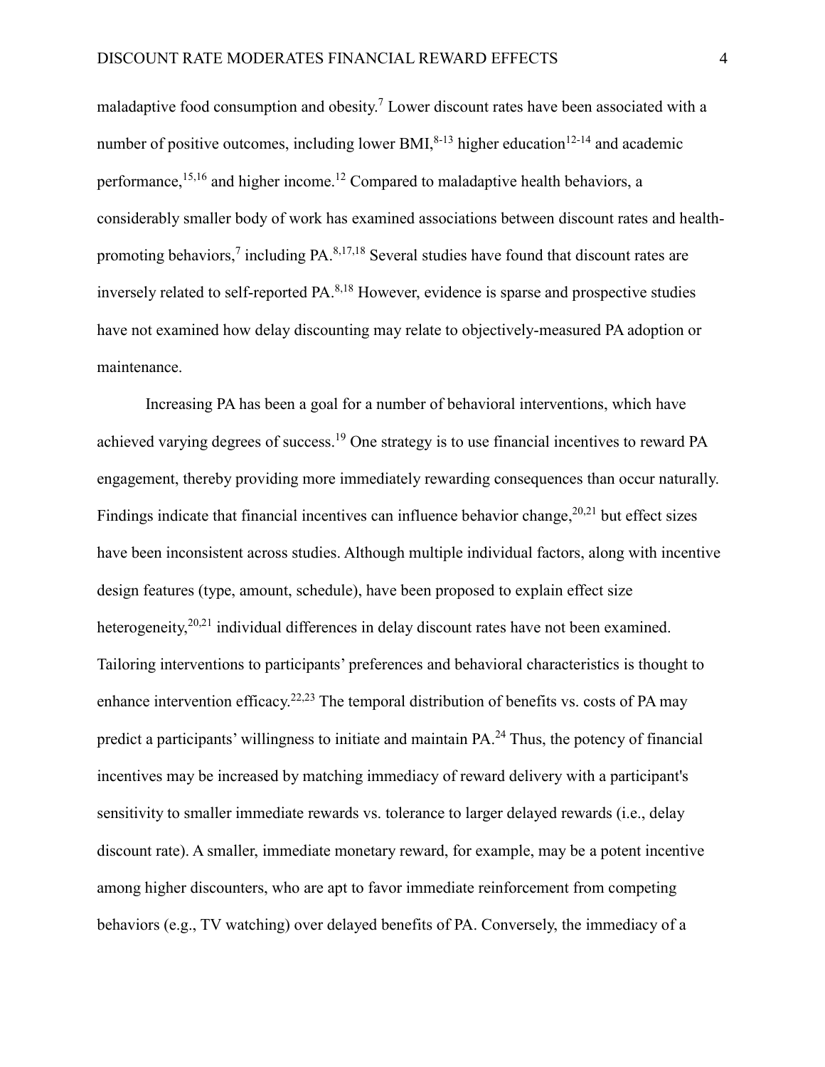maladaptive food consumption and obesity.[7] Lower discount rates have been associated with a number of positive outcomes, including lower BMI,[8-13] higher education[12-14] and academic performance,[15,16] and higher income.[12] Compared to maladaptive health behaviors, a considerably smaller body of work has examined associations between discount rates and health-promoting behaviors,[7] including PA.[8,17,18] Several studies have found that discount rates are inversely related to self-reported PA.[8,18] However, evidence is sparse and prospective studies have not examined how delay discounting may relate to objectively-measured PA adoption or maintenance.

Increasing PA has been a goal for a number of behavioral interventions, which have achieved varying degrees of success.[19] One strategy is to use financial incentives to reward PA engagement, thereby providing more immediately rewarding consequences than occur naturally. Findings indicate that financial incentives can influence behavior change,[20,21] but effect sizes have been inconsistent across studies. Although multiple individual factors, along with incentive design features (type, amount, schedule), have been proposed to explain effect size heterogeneity,[20,21] individual differences in delay discount rates have not been examined. Tailoring interventions to participants' preferences and behavioral characteristics is thought to enhance intervention efficacy.[22,23] The temporal distribution of benefits vs. costs of PA may predict a participants' willingness to initiate and maintain PA.[24] Thus, the potency of financial incentives may be increased by matching immediacy of reward delivery with a participant's sensitivity to smaller immediate rewards vs. tolerance to larger delayed rewards (i.e., delay discount rate). A smaller, immediate monetary reward, for example, may be a potent incentive among higher discounters, who are apt to favor immediate reinforcement from competing behaviors (e.g., TV watching) over delayed benefits of PA. Conversely, the immediacy of a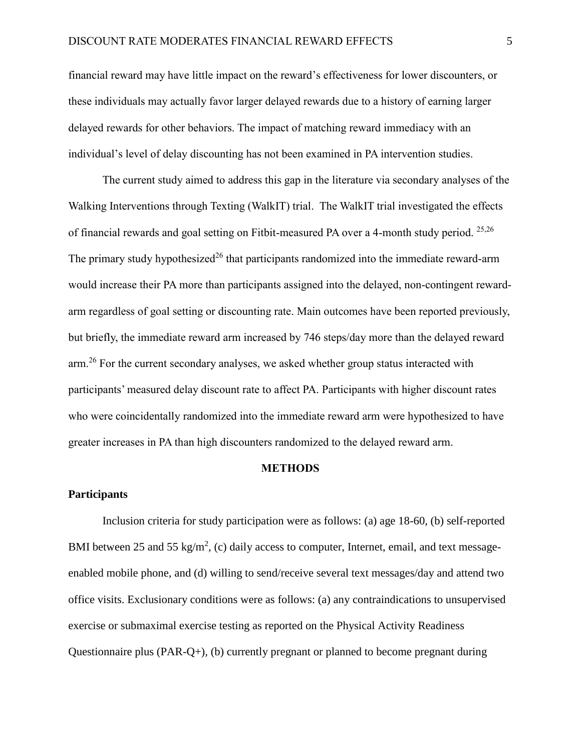financial reward may have little impact on the reward's effectiveness for lower discounters, or these individuals may actually favor larger delayed rewards due to a history of earning larger delayed rewards for other behaviors. The impact of matching reward immediacy with an individual's level of delay discounting has not been examined in PA intervention studies.

The current study aimed to address this gap in the literature via secondary analyses of the Walking Interventions through Texting (WalkIT) trial. The WalkIT trial investigated the effects of financial rewards and goal setting on Fitbit-measured PA over a 4-month study period. [25,26] The primary study hypothesized[26] that participants randomized into the immediate reward-arm would increase their PA more than participants assigned into the delayed, non-contingent reward-arm regardless of goal setting or discounting rate. Main outcomes have been reported previously, but briefly, the immediate reward arm increased by 746 steps/day more than the delayed reward arm.[26] For the current secondary analyses, we asked whether group status interacted with participants' measured delay discount rate to affect PA. Participants with higher discount rates who were coincidentally randomized into the immediate reward arm were hypothesized to have greater increases in PA than high discounters randomized to the delayed reward arm.

## METHODS

### Participants

Inclusion criteria for study participation were as follows: (a) age 18-60, (b) self-reported BMI between 25 and 55 kg/m$^2$, (c) daily access to computer, Internet, email, and text message-enabled mobile phone, and (d) willing to send/receive several text messages/day and attend two office visits. Exclusionary conditions were as follows: (a) any contraindications to unsupervised exercise or submaximal exercise testing as reported on the Physical Activity Readiness Questionnaire plus (PAR-Q+), (b) currently pregnant or planned to become pregnant during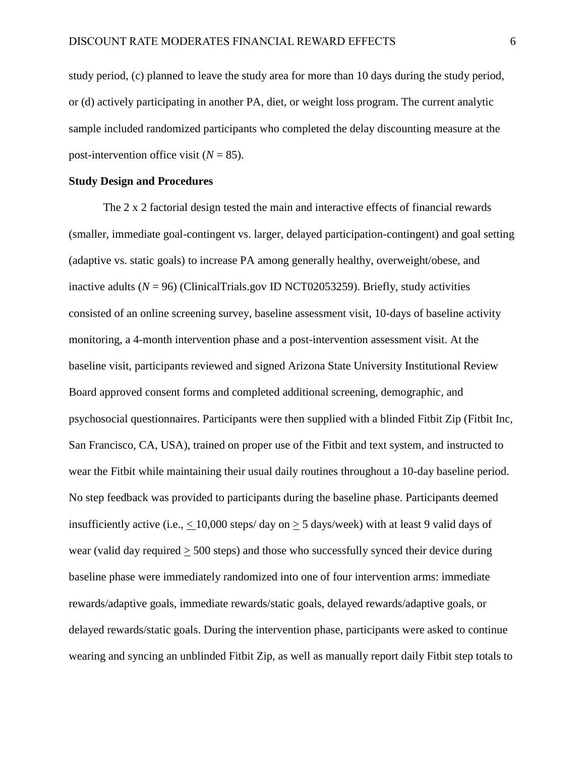study period, (c) planned to leave the study area for more than 10 days during the study period, or (d) actively participating in another PA, diet, or weight loss program. The current analytic sample included randomized participants who completed the delay discounting measure at the post-intervention office visit (*N* = 85).

**Study Design and Procedures**

The 2 x 2 factorial design tested the main and interactive effects of financial rewards (smaller, immediate goal-contingent vs. larger, delayed participation-contingent) and goal setting (adaptive vs. static goals) to increase PA among generally healthy, overweight/obese, and inactive adults (*N* = 96) (ClinicalTrials.gov ID NCT02053259). Briefly, study activities consisted of an online screening survey, baseline assessment visit, 10-days of baseline activity monitoring, a 4-month intervention phase and a post-intervention assessment visit. At the baseline visit, participants reviewed and signed Arizona State University Institutional Review Board approved consent forms and completed additional screening, demographic, and psychosocial questionnaires. Participants were then supplied with a blinded Fitbit Zip (Fitbit Inc, San Francisco, CA, USA), trained on proper use of the Fitbit and text system, and instructed to wear the Fitbit while maintaining their usual daily routines throughout a 10-day baseline period. No step feedback was provided to participants during the baseline phase. Participants deemed insufficiently active (i.e., $\leq$ 10,000 steps/ day on $\geq$ 5 days/week) with at least 9 valid days of wear (valid day required $\geq$ 500 steps) and those who successfully synced their device during baseline phase were immediately randomized into one of four intervention arms: immediate rewards/adaptive goals, immediate rewards/static goals, delayed rewards/adaptive goals, or delayed rewards/static goals. During the intervention phase, participants were asked to continue wearing and syncing an unblinded Fitbit Zip, as well as manually report daily Fitbit step totals to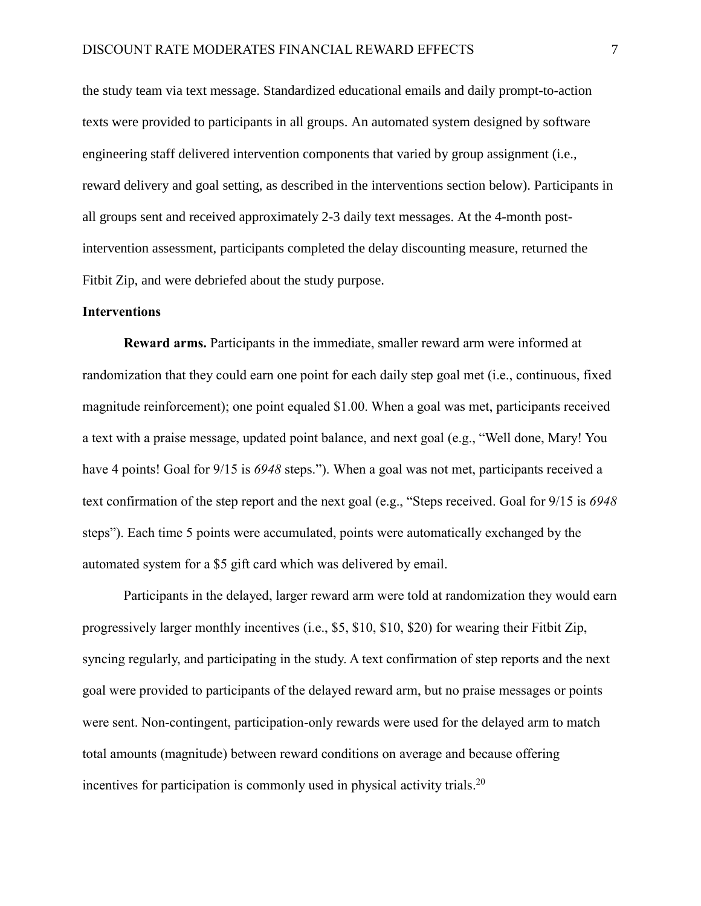the study team via text message. Standardized educational emails and daily prompt-to-action texts were provided to participants in all groups. An automated system designed by software engineering staff delivered intervention components that varied by group assignment (i.e., reward delivery and goal setting, as described in the interventions section below). Participants in all groups sent and received approximately 2-3 daily text messages. At the 4-month post-intervention assessment, participants completed the delay discounting measure, returned the Fitbit Zip, and were debriefed about the study purpose.

### Interventions

**Reward arms.** Participants in the immediate, smaller reward arm were informed at randomization that they could earn one point for each daily step goal met (i.e., continuous, fixed magnitude reinforcement); one point equaled $1.00. When a goal was met, participants received a text with a praise message, updated point balance, and next goal (e.g., "Well done, Mary! You have 4 points! Goal for 9/15 is *6948* steps."). When a goal was not met, participants received a text confirmation of the step report and the next goal (e.g., "Steps received. Goal for 9/15 is *6948* steps"). Each time 5 points were accumulated, points were automatically exchanged by the automated system for a $5 gift card which was delivered by email.

Participants in the delayed, larger reward arm were told at randomization they would earn progressively larger monthly incentives (i.e., $5, $10, $10, $20) for wearing their Fitbit Zip, syncing regularly, and participating in the study. A text confirmation of step reports and the next goal were provided to participants of the delayed reward arm, but no praise messages or points were sent. Non-contingent, participation-only rewards were used for the delayed arm to match total amounts (magnitude) between reward conditions on average and because offering incentives for participation is commonly used in physical activity trials.[20]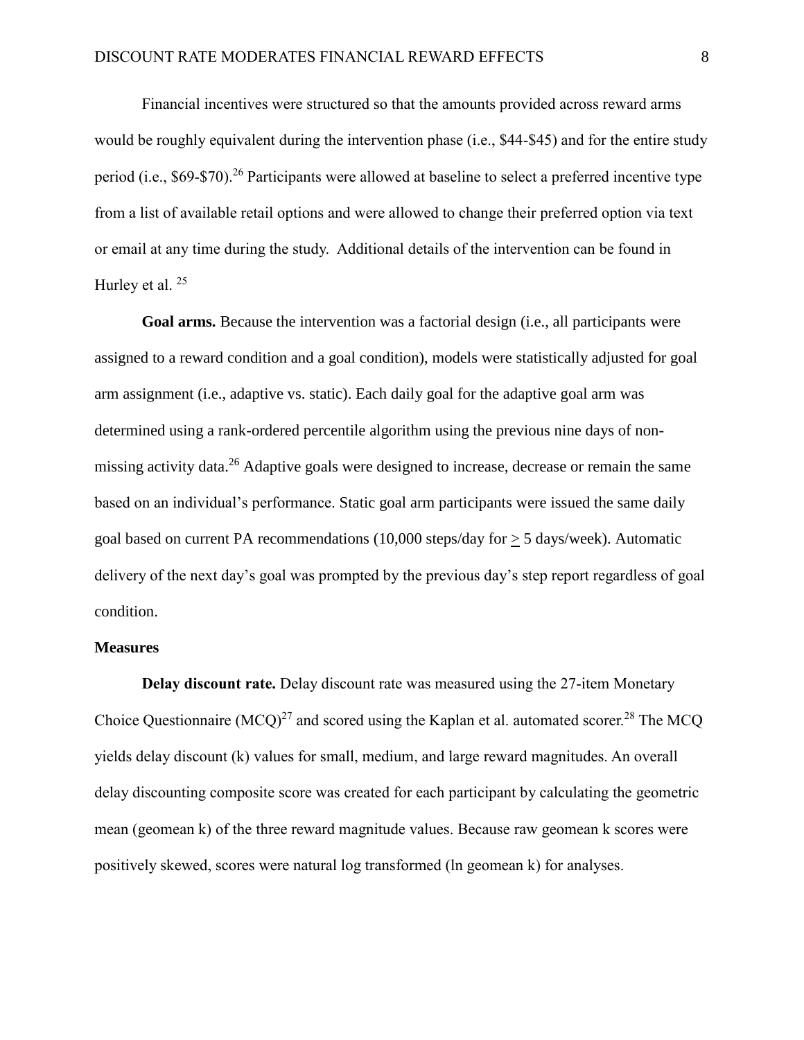Financial incentives were structured so that the amounts provided across reward arms would be roughly equivalent during the intervention phase (i.e., \$44-\$45) and for the entire study period (i.e., \$69-\$70).[26] Participants were allowed at baseline to select a preferred incentive type from a list of available retail options and were allowed to change their preferred option via text or email at any time during the study. Additional details of the intervention can be found in Hurley et al. [25]

**Goal arms.** Because the intervention was a factorial design (i.e., all participants were assigned to a reward condition and a goal condition), models were statistically adjusted for goal arm assignment (i.e., adaptive vs. static). Each daily goal for the adaptive goal arm was determined using a rank-ordered percentile algorithm using the previous nine days of non-missing activity data.[26] Adaptive goals were designed to increase, decrease or remain the same based on an individual's performance. Static goal arm participants were issued the same daily goal based on current PA recommendations (10,000 steps/day for $\geq$ 5 days/week). Automatic delivery of the next day's goal was prompted by the previous day's step report regardless of goal condition.

**Measures**

**Delay discount rate.** Delay discount rate was measured using the 27-item Monetary Choice Questionnaire (MCQ)[27] and scored using the Kaplan et al. automated scorer.[28] The MCQ yields delay discount (k) values for small, medium, and large reward magnitudes. An overall delay discounting composite score was created for each participant by calculating the geometric mean (geomean k) of the three reward magnitude values. Because raw geomean k scores were positively skewed, scores were natural log transformed (ln geomean k) for analyses.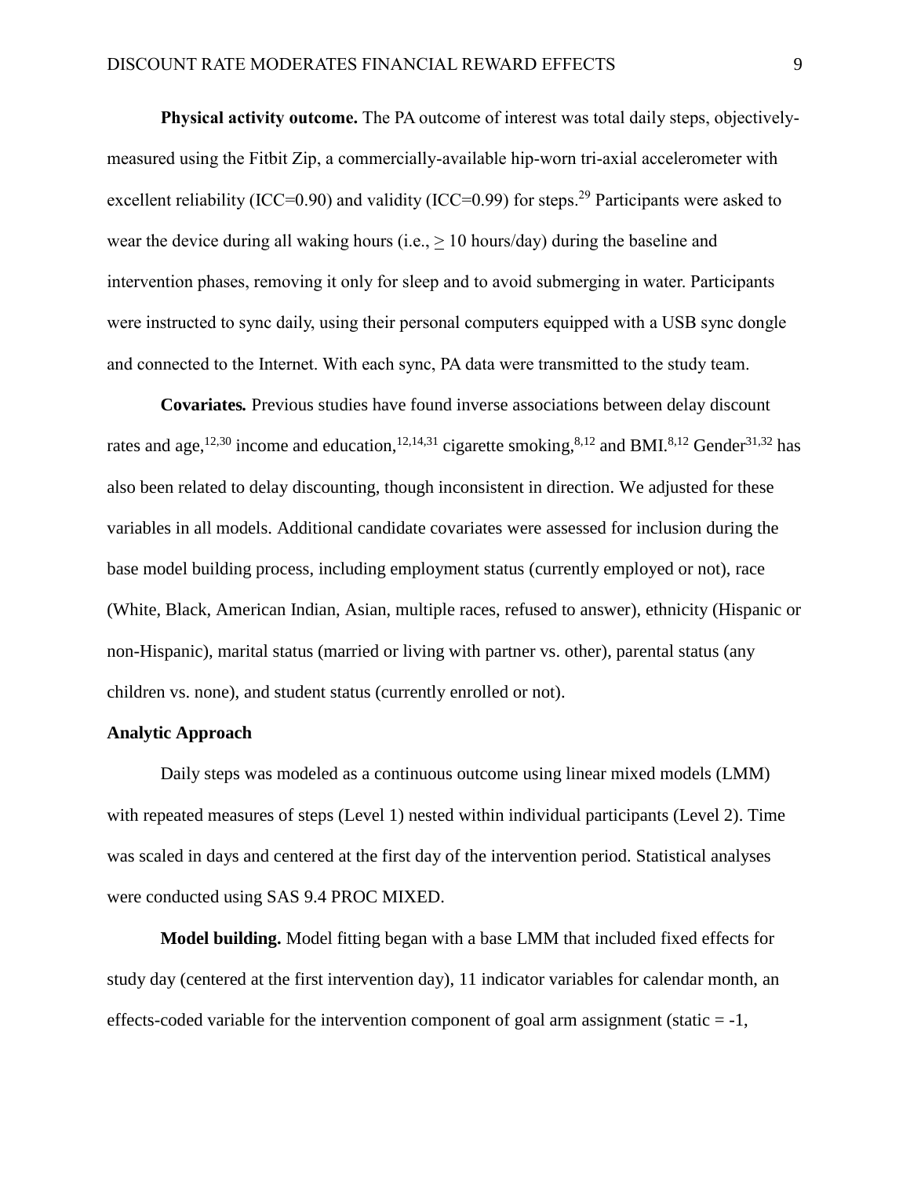**Physical activity outcome.** The PA outcome of interest was total daily steps, objectively-measured using the Fitbit Zip, a commercially-available hip-worn tri-axial accelerometer with excellent reliability (ICC=0.90) and validity (ICC=0.99) for steps.[29] Participants were asked to wear the device during all waking hours (i.e., $\geq$ 10 hours/day) during the baseline and intervention phases, removing it only for sleep and to avoid submerging in water. Participants were instructed to sync daily, using their personal computers equipped with a USB sync dongle and connected to the Internet. With each sync, PA data were transmitted to the study team.

**Covariates.** Previous studies have found inverse associations between delay discount rates and age,[12,30] income and education,[12,14,31] cigarette smoking,[8,12] and BMI.[8,12] Gender[31,32] has also been related to delay discounting, though inconsistent in direction. We adjusted for these variables in all models. Additional candidate covariates were assessed for inclusion during the base model building process, including employment status (currently employed or not), race (White, Black, American Indian, Asian, multiple races, refused to answer), ethnicity (Hispanic or non-Hispanic), marital status (married or living with partner vs. other), parental status (any children vs. none), and student status (currently enrolled or not).

### Analytic Approach

Daily steps was modeled as a continuous outcome using linear mixed models (LMM) with repeated measures of steps (Level 1) nested within individual participants (Level 2). Time was scaled in days and centered at the first day of the intervention period. Statistical analyses were conducted using SAS 9.4 PROC MIXED.

**Model building.** Model fitting began with a base LMM that included fixed effects for study day (centered at the first intervention day), 11 indicator variables for calendar month, an effects-coded variable for the intervention component of goal arm assignment (static = -1,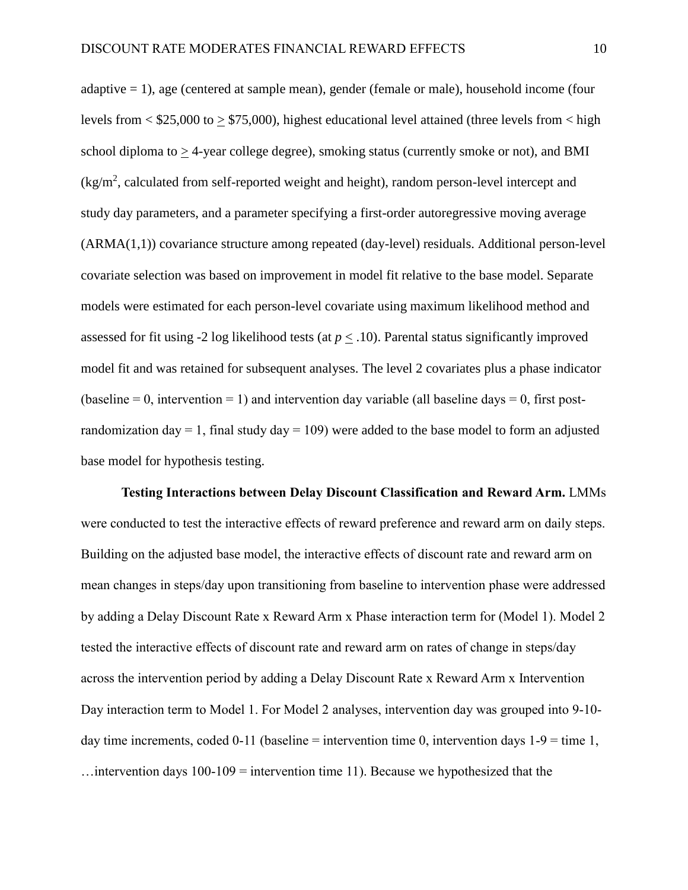adaptive = 1), age (centered at sample mean), gender (female or male), household income (four levels from < $25,000 to ≥ $75,000), highest educational level attained (three levels from < high school diploma to ≥ 4-year college degree), smoking status (currently smoke or not), and BMI (kg/m$^2$, calculated from self-reported weight and height), random person-level intercept and study day parameters, and a parameter specifying a first-order autoregressive moving average (ARMA(1,1)) covariance structure among repeated (day-level) residuals. Additional person-level covariate selection was based on improvement in model fit relative to the base model. Separate models were estimated for each person-level covariate using maximum likelihood method and assessed for fit using -2 log likelihood tests (at $p \leq .10$). Parental status significantly improved model fit and was retained for subsequent analyses. The level 2 covariates plus a phase indicator (baseline = 0, intervention = 1) and intervention day variable (all baseline days = 0, first post-randomization day = 1, final study day = 109) were added to the base model to form an adjusted base model for hypothesis testing.

**Testing Interactions between Delay Discount Classification and Reward Arm.** LMMs were conducted to test the interactive effects of reward preference and reward arm on daily steps. Building on the adjusted base model, the interactive effects of discount rate and reward arm on mean changes in steps/day upon transitioning from baseline to intervention phase were addressed by adding a Delay Discount Rate x Reward Arm x Phase interaction term for (Model 1). Model 2 tested the interactive effects of discount rate and reward arm on rates of change in steps/day across the intervention period by adding a Delay Discount Rate x Reward Arm x Intervention Day interaction term to Model 1. For Model 2 analyses, intervention day was grouped into 9-10-day time increments, coded 0-11 (baseline = intervention time 0, intervention days 1-9 = time 1, …intervention days 100-109 = intervention time 11). Because we hypothesized that the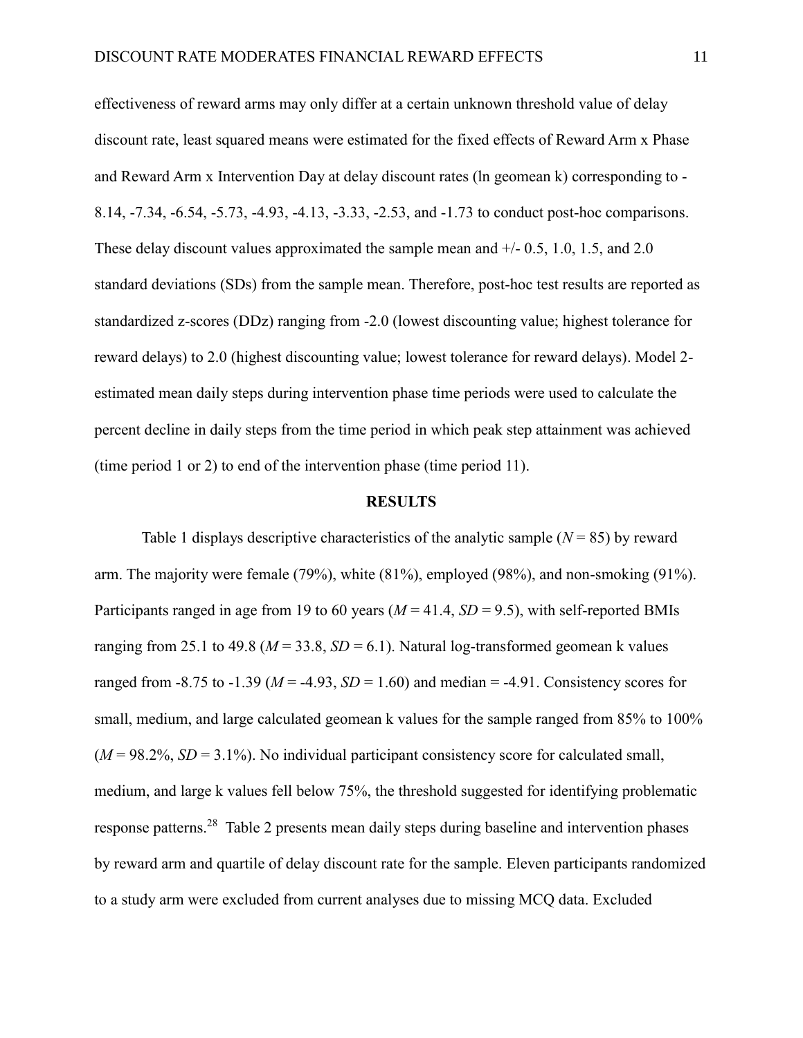effectiveness of reward arms may only differ at a certain unknown threshold value of delay discount rate, least squared means were estimated for the fixed effects of Reward Arm x Phase and Reward Arm x Intervention Day at delay discount rates (ln geomean k) corresponding to -8.14, -7.34, -6.54, -5.73, -4.93, -4.13, -3.33, -2.53, and -1.73 to conduct post-hoc comparisons. These delay discount values approximated the sample mean and +/- 0.5, 1.0, 1.5, and 2.0 standard deviations (SDs) from the sample mean. Therefore, post-hoc test results are reported as standardized z-scores (DDz) ranging from -2.0 (lowest discounting value; highest tolerance for reward delays) to 2.0 (highest discounting value; lowest tolerance for reward delays). Model 2-estimated mean daily steps during intervention phase time periods were used to calculate the percent decline in daily steps from the time period in which peak step attainment was achieved (time period 1 or 2) to end of the intervention phase (time period 11).

## RESULTS

Table 1 displays descriptive characteristics of the analytic sample ($N = 85$) by reward arm. The majority were female (79%), white (81%), employed (98%), and non-smoking (91%). Participants ranged in age from 19 to 60 years ($M = 41.4$, $SD = 9.5$), with self-reported BMIs ranging from 25.1 to 49.8 ($M = 33.8$, $SD = 6.1$). Natural log-transformed geomean k values ranged from -8.75 to -1.39 ($M = -4.93$, $SD = 1.60$) and median = -4.91. Consistency scores for small, medium, and large calculated geomean k values for the sample ranged from 85% to 100% ($M = 98.2\%$, $SD = 3.1\%$). No individual participant consistency score for calculated small, medium, and large k values fell below 75%, the threshold suggested for identifying problematic response patterns.[28] Table 2 presents mean daily steps during baseline and intervention phases by reward arm and quartile of delay discount rate for the sample. Eleven participants randomized to a study arm were excluded from current analyses due to missing MCQ data. Excluded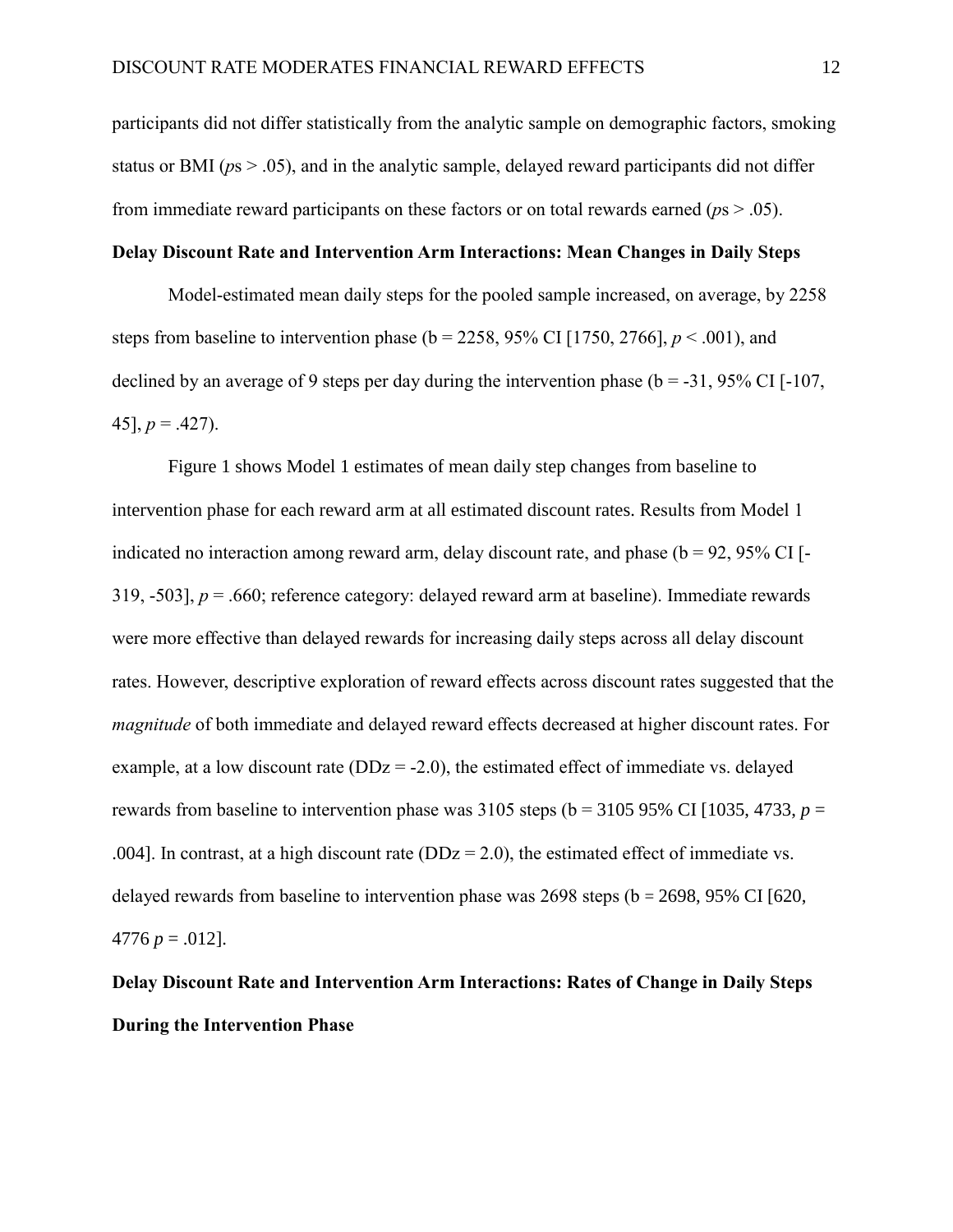participants did not differ statistically from the analytic sample on demographic factors, smoking status or BMI (*p*s > .05), and in the analytic sample, delayed reward participants did not differ from immediate reward participants on these factors or on total rewards earned (*p*s > .05).

**Delay Discount Rate and Intervention Arm Interactions: Mean Changes in Daily Steps**

Model-estimated mean daily steps for the pooled sample increased, on average, by 2258 steps from baseline to intervention phase (b = 2258, 95% CI [1750, 2766], $p < .001$), and declined by an average of 9 steps per day during the intervention phase (b = -31, 95% CI [-107, 45], $p = .427$).

Figure 1 shows Model 1 estimates of mean daily step changes from baseline to intervention phase for each reward arm at all estimated discount rates. Results from Model 1 indicated no interaction among reward arm, delay discount rate, and phase (b = 92, 95% CI [-319, -503], $p = .660$; reference category: delayed reward arm at baseline). Immediate rewards were more effective than delayed rewards for increasing daily steps across all delay discount rates. However, descriptive exploration of reward effects across discount rates suggested that the *magnitude* of both immediate and delayed reward effects decreased at higher discount rates. For example, at a low discount rate (DDz = -2.0), the estimated effect of immediate vs. delayed rewards from baseline to intervention phase was 3105 steps (b = 3105 95% CI [1035, 4733, $p = .004$]. In contrast, at a high discount rate (DDz = 2.0), the estimated effect of immediate vs. delayed rewards from baseline to intervention phase was 2698 steps (b = 2698, 95% CI [620, 4776 $p = .012$].

**Delay Discount Rate and Intervention Arm Interactions: Rates of Change in Daily Steps During the Intervention Phase**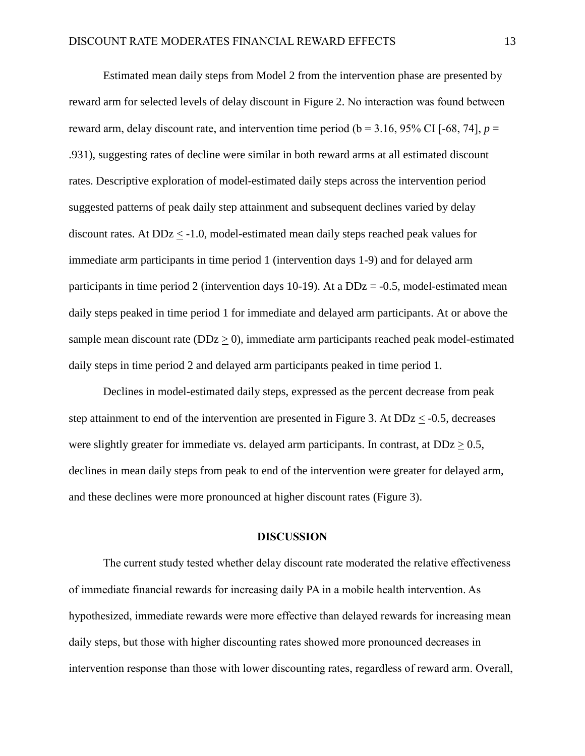Estimated mean daily steps from Model 2 from the intervention phase are presented by reward arm for selected levels of delay discount in Figure 2. No interaction was found between reward arm, delay discount rate, and intervention time period (b = 3.16, 95% CI [-68, 74], *p* = .931), suggesting rates of decline were similar in both reward arms at all estimated discount rates. Descriptive exploration of model-estimated daily steps across the intervention period suggested patterns of peak daily step attainment and subsequent declines varied by delay discount rates. At DDz $\leq$ -1.0, model-estimated mean daily steps reached peak values for immediate arm participants in time period 1 (intervention days 1-9) and for delayed arm participants in time period 2 (intervention days 10-19). At a DDz = -0.5, model-estimated mean daily steps peaked in time period 1 for immediate and delayed arm participants. At or above the sample mean discount rate (DDz $\geq$ 0), immediate arm participants reached peak model-estimated daily steps in time period 2 and delayed arm participants peaked in time period 1.

Declines in model-estimated daily steps, expressed as the percent decrease from peak step attainment to end of the intervention are presented in Figure 3. At DDz $\leq$ -0.5, decreases were slightly greater for immediate vs. delayed arm participants. In contrast, at DDz $\geq$ 0.5, declines in mean daily steps from peak to end of the intervention were greater for delayed arm, and these declines were more pronounced at higher discount rates (Figure 3).

## DISCUSSION

The current study tested whether delay discount rate moderated the relative effectiveness of immediate financial rewards for increasing daily PA in a mobile health intervention. As hypothesized, immediate rewards were more effective than delayed rewards for increasing mean daily steps, but those with higher discounting rates showed more pronounced decreases in intervention response than those with lower discounting rates, regardless of reward arm. Overall,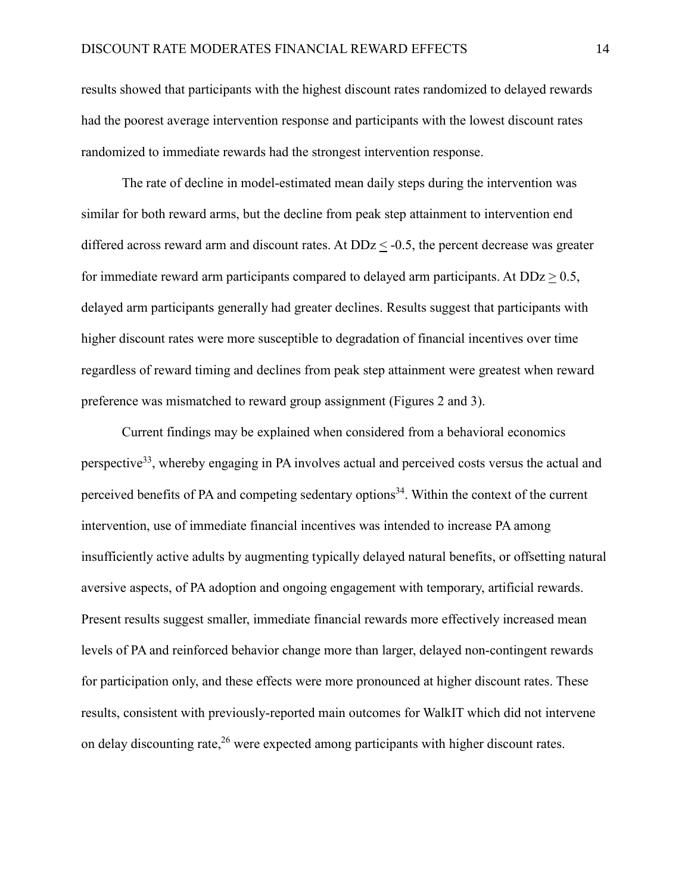results showed that participants with the highest discount rates randomized to delayed rewards had the poorest average intervention response and participants with the lowest discount rates randomized to immediate rewards had the strongest intervention response.

The rate of decline in model-estimated mean daily steps during the intervention was similar for both reward arms, but the decline from peak step attainment to intervention end differed across reward arm and discount rates. At DDz $\leq$ -0.5, the percent decrease was greater for immediate reward arm participants compared to delayed arm participants. At DDz $\geq$ 0.5, delayed arm participants generally had greater declines. Results suggest that participants with higher discount rates were more susceptible to degradation of financial incentives over time regardless of reward timing and declines from peak step attainment were greatest when reward preference was mismatched to reward group assignment (Figures 2 and 3).

Current findings may be explained when considered from a behavioral economics perspective[33], whereby engaging in PA involves actual and perceived costs versus the actual and perceived benefits of PA and competing sedentary options[34]. Within the context of the current intervention, use of immediate financial incentives was intended to increase PA among insufficiently active adults by augmenting typically delayed natural benefits, or offsetting natural aversive aspects, of PA adoption and ongoing engagement with temporary, artificial rewards. Present results suggest smaller, immediate financial rewards more effectively increased mean levels of PA and reinforced behavior change more than larger, delayed non-contingent rewards for participation only, and these effects were more pronounced at higher discount rates. These results, consistent with previously-reported main outcomes for WalkIT which did not intervene on delay discounting rate,[26] were expected among participants with higher discount rates.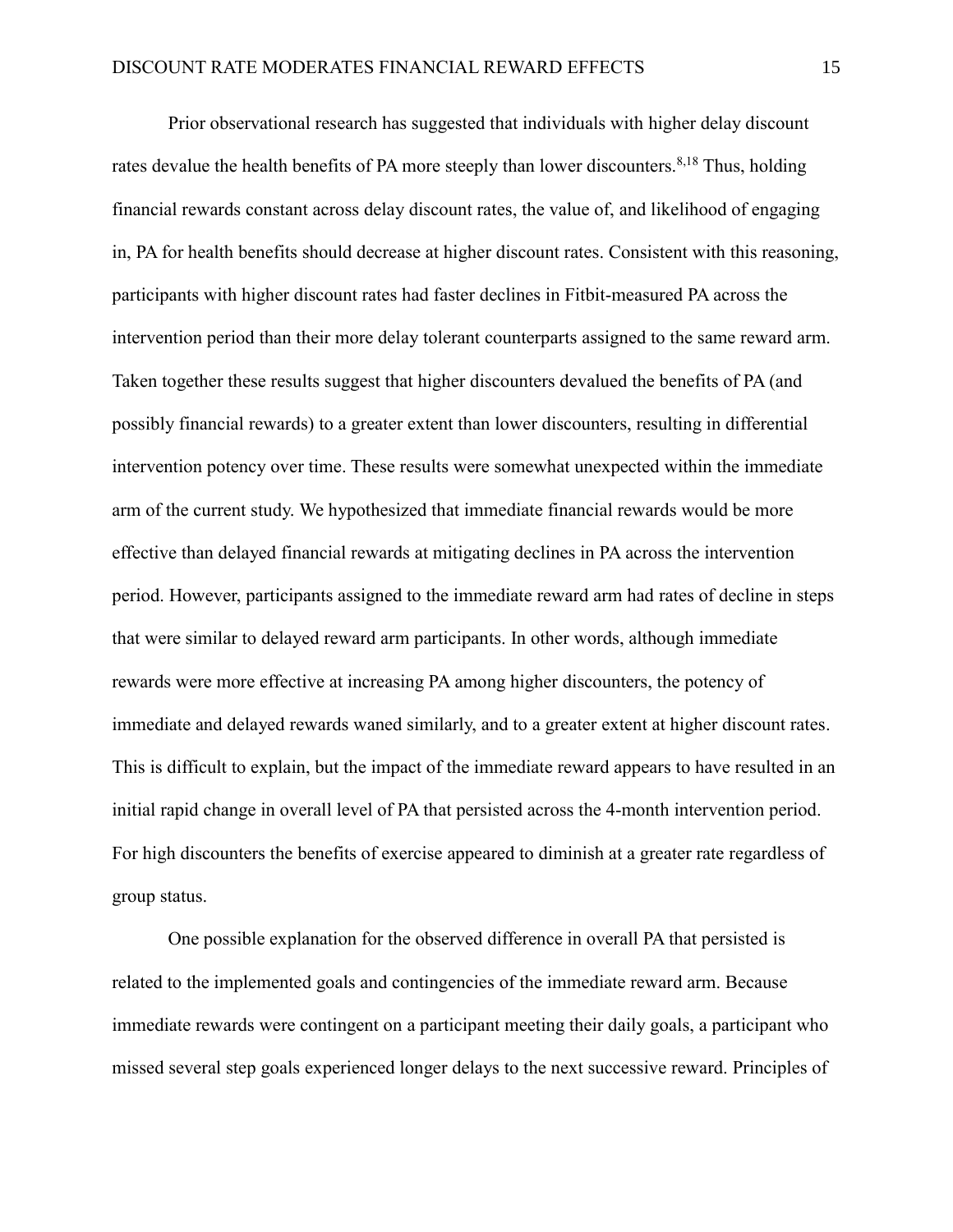Prior observational research has suggested that individuals with higher delay discount rates devalue the health benefits of PA more steeply than lower discounters.[8,18] Thus, holding financial rewards constant across delay discount rates, the value of, and likelihood of engaging in, PA for health benefits should decrease at higher discount rates. Consistent with this reasoning, participants with higher discount rates had faster declines in Fitbit-measured PA across the intervention period than their more delay tolerant counterparts assigned to the same reward arm. Taken together these results suggest that higher discounters devalued the benefits of PA (and possibly financial rewards) to a greater extent than lower discounters, resulting in differential intervention potency over time. These results were somewhat unexpected within the immediate arm of the current study. We hypothesized that immediate financial rewards would be more effective than delayed financial rewards at mitigating declines in PA across the intervention period. However, participants assigned to the immediate reward arm had rates of decline in steps that were similar to delayed reward arm participants. In other words, although immediate rewards were more effective at increasing PA among higher discounters, the potency of immediate and delayed rewards waned similarly, and to a greater extent at higher discount rates. This is difficult to explain, but the impact of the immediate reward appears to have resulted in an initial rapid change in overall level of PA that persisted across the 4-month intervention period. For high discounters the benefits of exercise appeared to diminish at a greater rate regardless of group status.

One possible explanation for the observed difference in overall PA that persisted is related to the implemented goals and contingencies of the immediate reward arm. Because immediate rewards were contingent on a participant meeting their daily goals, a participant who missed several step goals experienced longer delays to the next successive reward. Principles of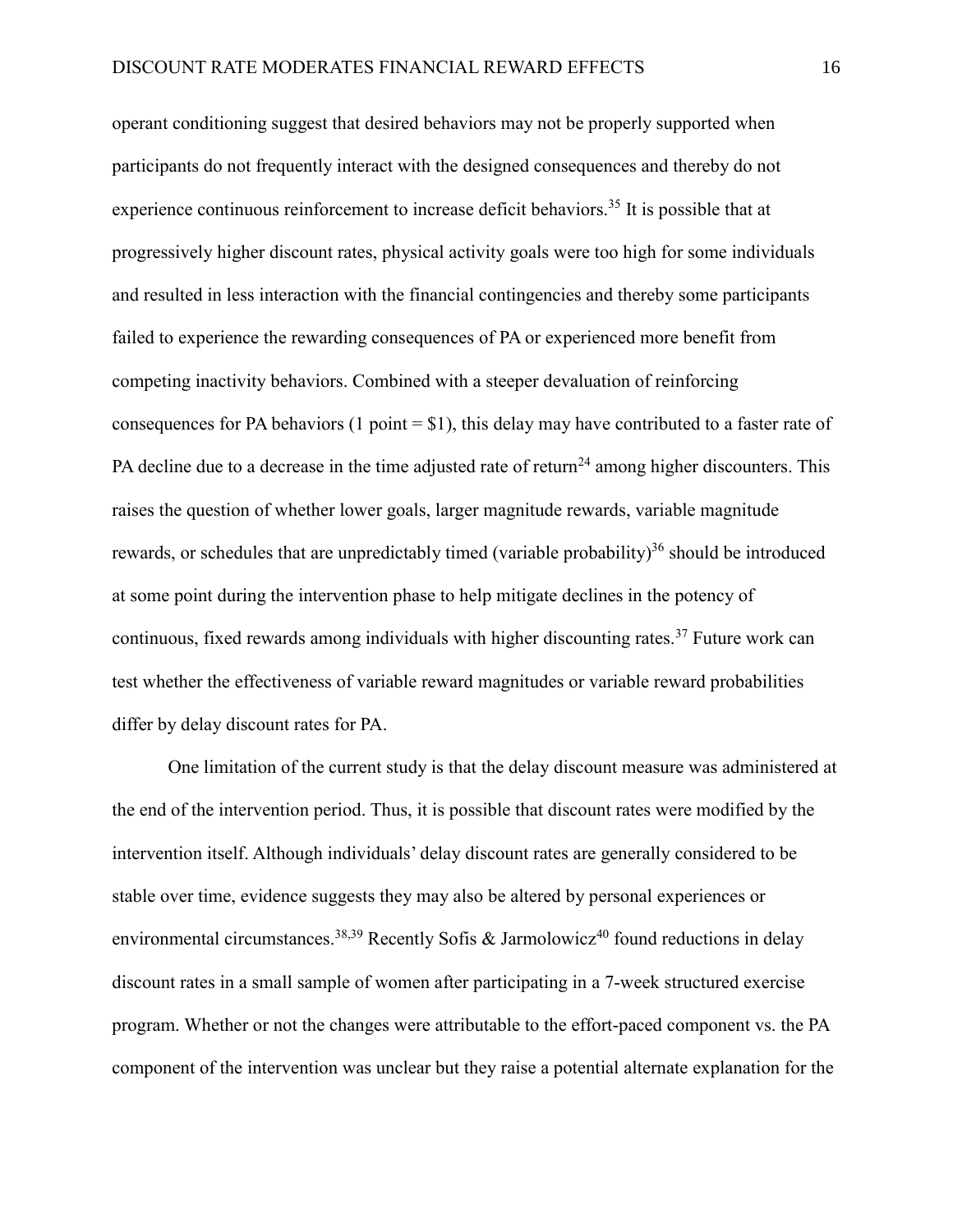operant conditioning suggest that desired behaviors may not be properly supported when participants do not frequently interact with the designed consequences and thereby do not experience continuous reinforcement to increase deficit behaviors.[35] It is possible that at progressively higher discount rates, physical activity goals were too high for some individuals and resulted in less interaction with the financial contingencies and thereby some participants failed to experience the rewarding consequences of PA or experienced more benefit from competing inactivity behaviors. Combined with a steeper devaluation of reinforcing consequences for PA behaviors (1 point = $1), this delay may have contributed to a faster rate of PA decline due to a decrease in the time adjusted rate of return[24] among higher discounters. This raises the question of whether lower goals, larger magnitude rewards, variable magnitude rewards, or schedules that are unpredictably timed (variable probability)[36] should be introduced at some point during the intervention phase to help mitigate declines in the potency of continuous, fixed rewards among individuals with higher discounting rates.[37] Future work can test whether the effectiveness of variable reward magnitudes or variable reward probabilities differ by delay discount rates for PA.

One limitation of the current study is that the delay discount measure was administered at the end of the intervention period. Thus, it is possible that discount rates were modified by the intervention itself. Although individuals' delay discount rates are generally considered to be stable over time, evidence suggests they may also be altered by personal experiences or environmental circumstances.[38,39] Recently Sofis & Jarmolowicz[40] found reductions in delay discount rates in a small sample of women after participating in a 7-week structured exercise program. Whether or not the changes were attributable to the effort-paced component vs. the PA component of the intervention was unclear but they raise a potential alternate explanation for the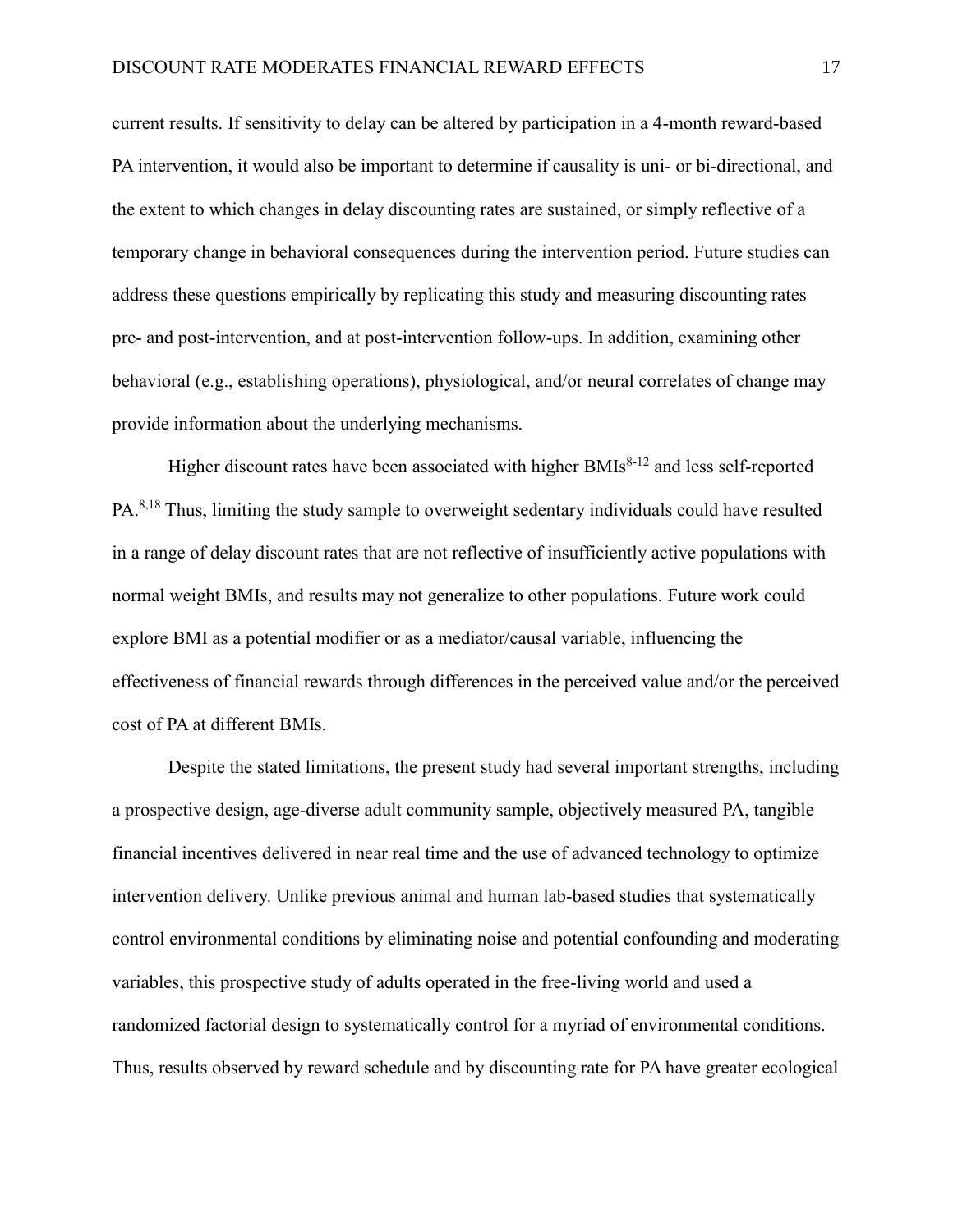current results. If sensitivity to delay can be altered by participation in a 4-month reward-based PA intervention, it would also be important to determine if causality is uni- or bi-directional, and the extent to which changes in delay discounting rates are sustained, or simply reflective of a temporary change in behavioral consequences during the intervention period. Future studies can address these questions empirically by replicating this study and measuring discounting rates pre- and post-intervention, and at post-intervention follow-ups. In addition, examining other behavioral (e.g., establishing operations), physiological, and/or neural correlates of change may provide information about the underlying mechanisms.

Higher discount rates have been associated with higher BMIs[8-12] and less self-reported PA.[8,18] Thus, limiting the study sample to overweight sedentary individuals could have resulted in a range of delay discount rates that are not reflective of insufficiently active populations with normal weight BMIs, and results may not generalize to other populations. Future work could explore BMI as a potential modifier or as a mediator/causal variable, influencing the effectiveness of financial rewards through differences in the perceived value and/or the perceived cost of PA at different BMIs.

Despite the stated limitations, the present study had several important strengths, including a prospective design, age-diverse adult community sample, objectively measured PA, tangible financial incentives delivered in near real time and the use of advanced technology to optimize intervention delivery. Unlike previous animal and human lab-based studies that systematically control environmental conditions by eliminating noise and potential confounding and moderating variables, this prospective study of adults operated in the free-living world and used a randomized factorial design to systematically control for a myriad of environmental conditions. Thus, results observed by reward schedule and by discounting rate for PA have greater ecological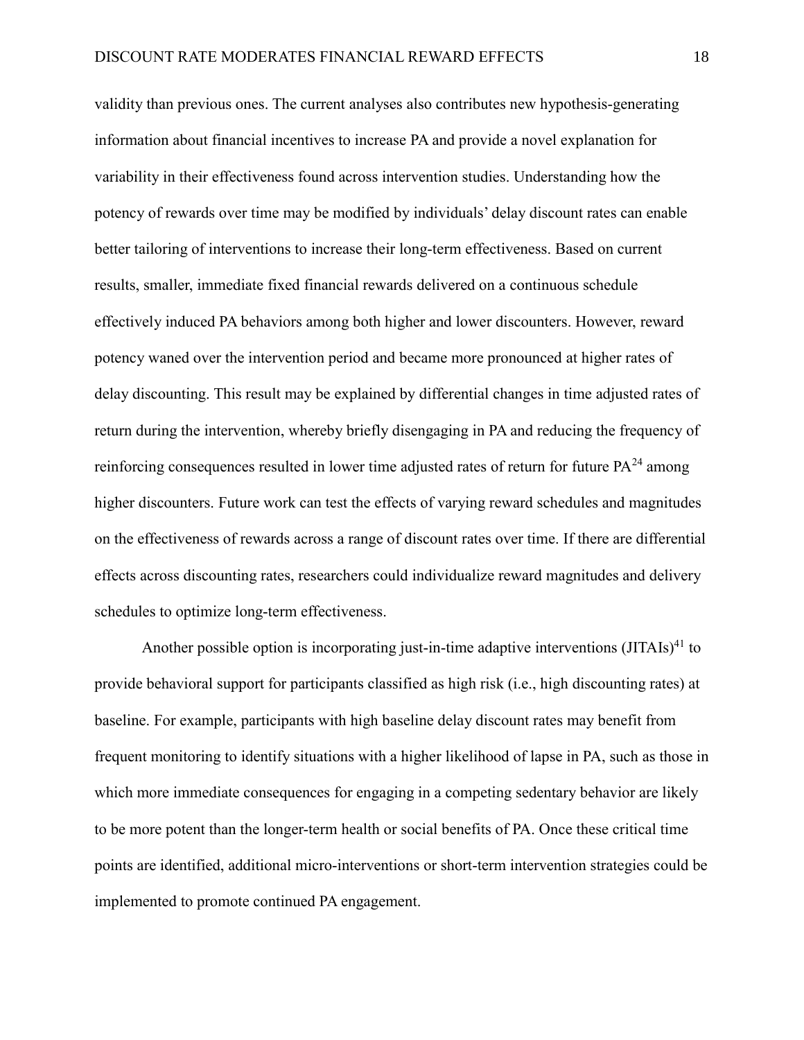validity than previous ones. The current analyses also contributes new hypothesis-generating information about financial incentives to increase PA and provide a novel explanation for variability in their effectiveness found across intervention studies. Understanding how the potency of rewards over time may be modified by individuals' delay discount rates can enable better tailoring of interventions to increase their long-term effectiveness. Based on current results, smaller, immediate fixed financial rewards delivered on a continuous schedule effectively induced PA behaviors among both higher and lower discounters. However, reward potency waned over the intervention period and became more pronounced at higher rates of delay discounting. This result may be explained by differential changes in time adjusted rates of return during the intervention, whereby briefly disengaging in PA and reducing the frequency of reinforcing consequences resulted in lower time adjusted rates of return for future PA[24] among higher discounters. Future work can test the effects of varying reward schedules and magnitudes on the effectiveness of rewards across a range of discount rates over time. If there are differential effects across discounting rates, researchers could individualize reward magnitudes and delivery schedules to optimize long-term effectiveness.

Another possible option is incorporating just-in-time adaptive interventions (JITAIs)[41] to provide behavioral support for participants classified as high risk (i.e., high discounting rates) at baseline. For example, participants with high baseline delay discount rates may benefit from frequent monitoring to identify situations with a higher likelihood of lapse in PA, such as those in which more immediate consequences for engaging in a competing sedentary behavior are likely to be more potent than the longer-term health or social benefits of PA. Once these critical time points are identified, additional micro-interventions or short-term intervention strategies could be implemented to promote continued PA engagement.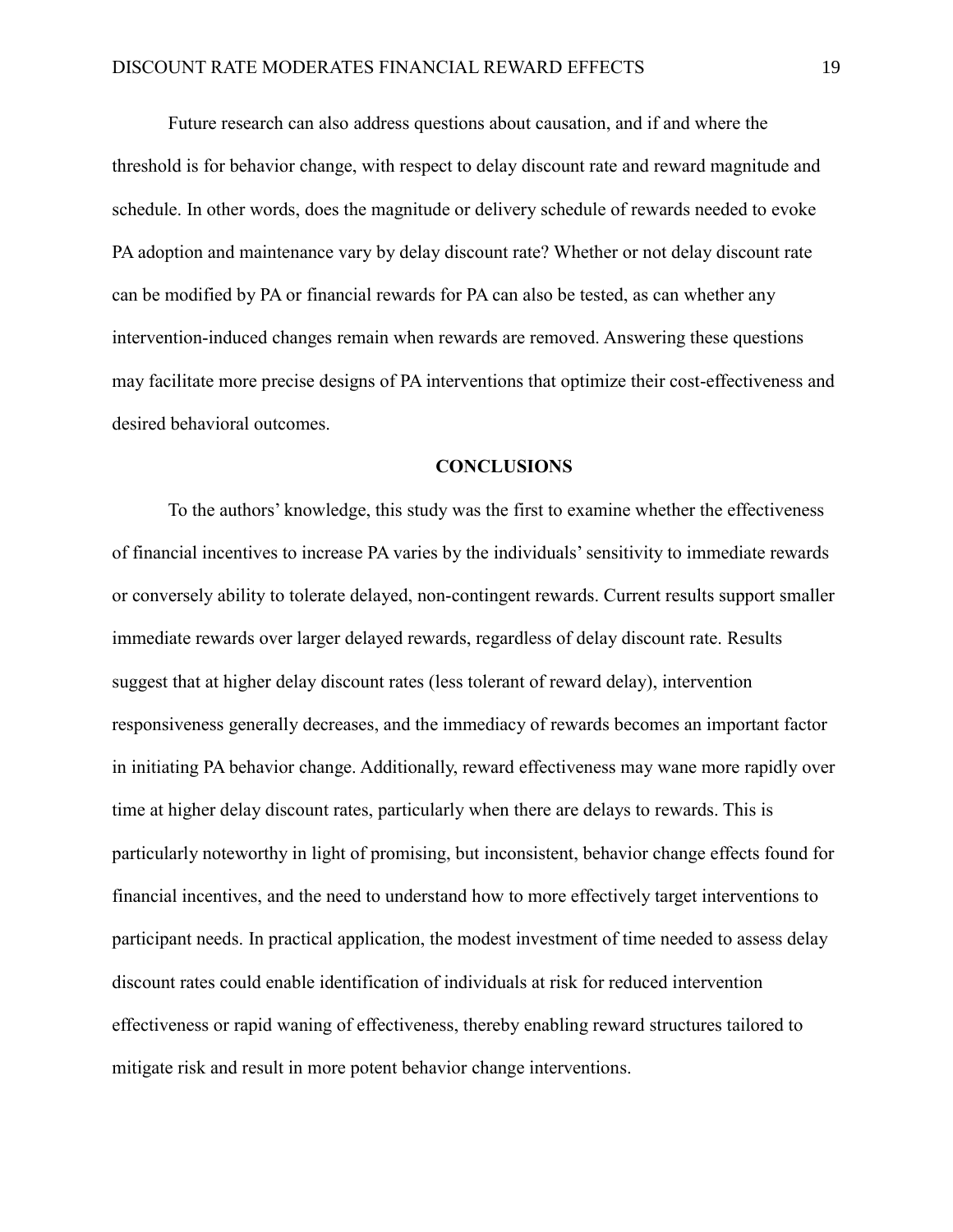Future research can also address questions about causation, and if and where the threshold is for behavior change, with respect to delay discount rate and reward magnitude and schedule. In other words, does the magnitude or delivery schedule of rewards needed to evoke PA adoption and maintenance vary by delay discount rate? Whether or not delay discount rate can be modified by PA or financial rewards for PA can also be tested, as can whether any intervention-induced changes remain when rewards are removed. Answering these questions may facilitate more precise designs of PA interventions that optimize their cost-effectiveness and desired behavioral outcomes.

## CONCLUSIONS

To the authors' knowledge, this study was the first to examine whether the effectiveness of financial incentives to increase PA varies by the individuals' sensitivity to immediate rewards or conversely ability to tolerate delayed, non-contingent rewards. Current results support smaller immediate rewards over larger delayed rewards, regardless of delay discount rate. Results suggest that at higher delay discount rates (less tolerant of reward delay), intervention responsiveness generally decreases, and the immediacy of rewards becomes an important factor in initiating PA behavior change. Additionally, reward effectiveness may wane more rapidly over time at higher delay discount rates, particularly when there are delays to rewards. This is particularly noteworthy in light of promising, but inconsistent, behavior change effects found for financial incentives, and the need to understand how to more effectively target interventions to participant needs. In practical application, the modest investment of time needed to assess delay discount rates could enable identification of individuals at risk for reduced intervention effectiveness or rapid waning of effectiveness, thereby enabling reward structures tailored to mitigate risk and result in more potent behavior change interventions.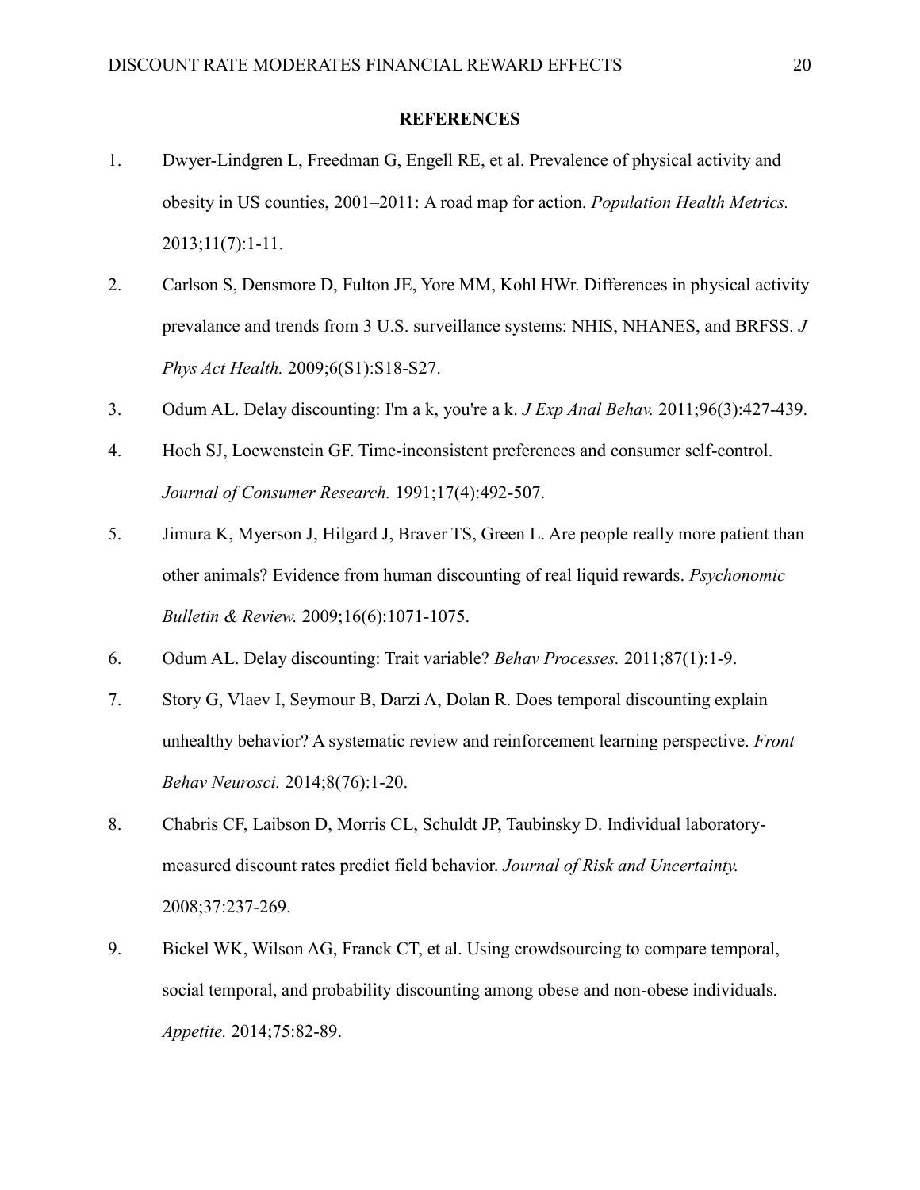## REFERENCES

1. Dwyer-Lindgren L, Freedman G, Engell RE, et al. Prevalence of physical activity and obesity in US counties, 2001–2011: A road map for action. *Population Health Metrics.* 2013;11(7):1-11.
2. Carlson S, Densmore D, Fulton JE, Yore MM, Kohl HWr. Differences in physical activity prevalance and trends from 3 U.S. surveillance systems: NHIS, NHANES, and BRFSS. *J Phys Act Health.* 2009;6(S1):S18-S27.
3. Odum AL. Delay discounting: I'm a k, you're a k. *J Exp Anal Behav.* 2011;96(3):427-439.
4. Hoch SJ, Loewenstein GF. Time-inconsistent preferences and consumer self-control. *Journal of Consumer Research.* 1991;17(4):492-507.
5. Jimura K, Myerson J, Hilgard J, Braver TS, Green L. Are people really more patient than other animals? Evidence from human discounting of real liquid rewards. *Psychonomic Bulletin & Review.* 2009;16(6):1071-1075.
6. Odum AL. Delay discounting: Trait variable? *Behav Processes.* 2011;87(1):1-9.
7. Story G, Vlaev I, Seymour B, Darzi A, Dolan R. Does temporal discounting explain unhealthy behavior? A systematic review and reinforcement learning perspective. *Front Behav Neurosci.* 2014;8(76):1-20.
8. Chabris CF, Laibson D, Morris CL, Schuldt JP, Taubinsky D. Individual laboratory-measured discount rates predict field behavior. *Journal of Risk and Uncertainty.* 2008;37:237-269.
9. Bickel WK, Wilson AG, Franck CT, et al. Using crowdsourcing to compare temporal, social temporal, and probability discounting among obese and non-obese individuals. *Appetite.* 2014;75:82-89.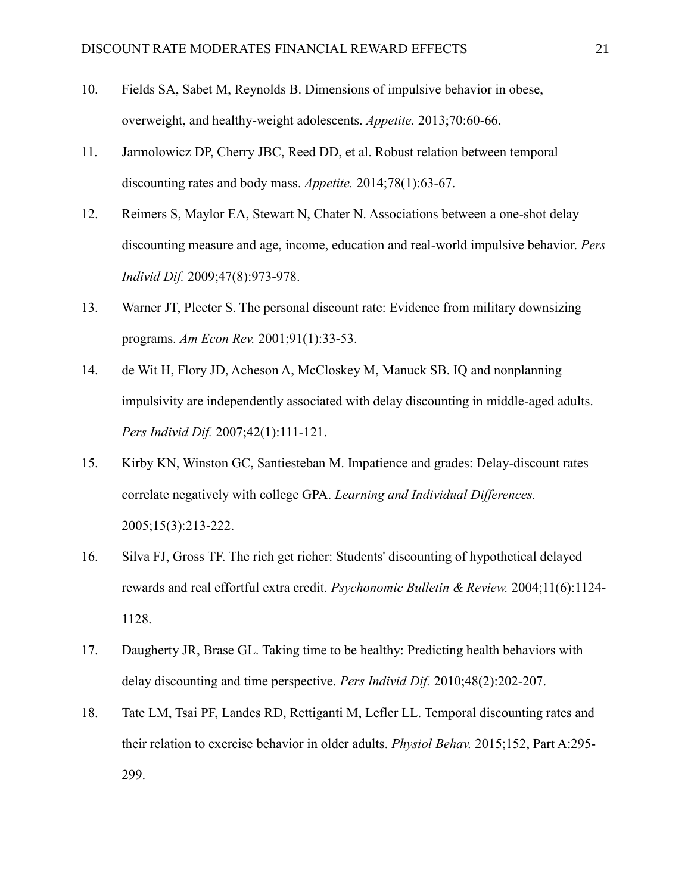10. Fields SA, Sabet M, Reynolds B. Dimensions of impulsive behavior in obese, overweight, and healthy-weight adolescents. *Appetite.* 2013;70:60-66.

11. Jarmolowicz DP, Cherry JBC, Reed DD, et al. Robust relation between temporal discounting rates and body mass. *Appetite.* 2014;78(1):63-67.

12. Reimers S, Maylor EA, Stewart N, Chater N. Associations between a one-shot delay discounting measure and age, income, education and real-world impulsive behavior. *Pers Individ Dif.* 2009;47(8):973-978.

13. Warner JT, Pleeter S. The personal discount rate: Evidence from military downsizing programs. *Am Econ Rev.* 2001;91(1):33-53.

14. de Wit H, Flory JD, Acheson A, McCloskey M, Manuck SB. IQ and nonplanning impulsivity are independently associated with delay discounting in middle-aged adults. *Pers Individ Dif.* 2007;42(1):111-121.

15. Kirby KN, Winston GC, Santiesteban M. Impatience and grades: Delay-discount rates correlate negatively with college GPA. *Learning and Individual Differences.* 2005;15(3):213-222.

16. Silva FJ, Gross TF. The rich get richer: Students' discounting of hypothetical delayed rewards and real effortful extra credit. *Psychonomic Bulletin & Review.* 2004;11(6):1124-1128.

17. Daugherty JR, Brase GL. Taking time to be healthy: Predicting health behaviors with delay discounting and time perspective. *Pers Individ Dif.* 2010;48(2):202-207.

18. Tate LM, Tsai PF, Landes RD, Rettiganti M, Lefler LL. Temporal discounting rates and their relation to exercise behavior in older adults. *Physiol Behav.* 2015;152, Part A:295-299.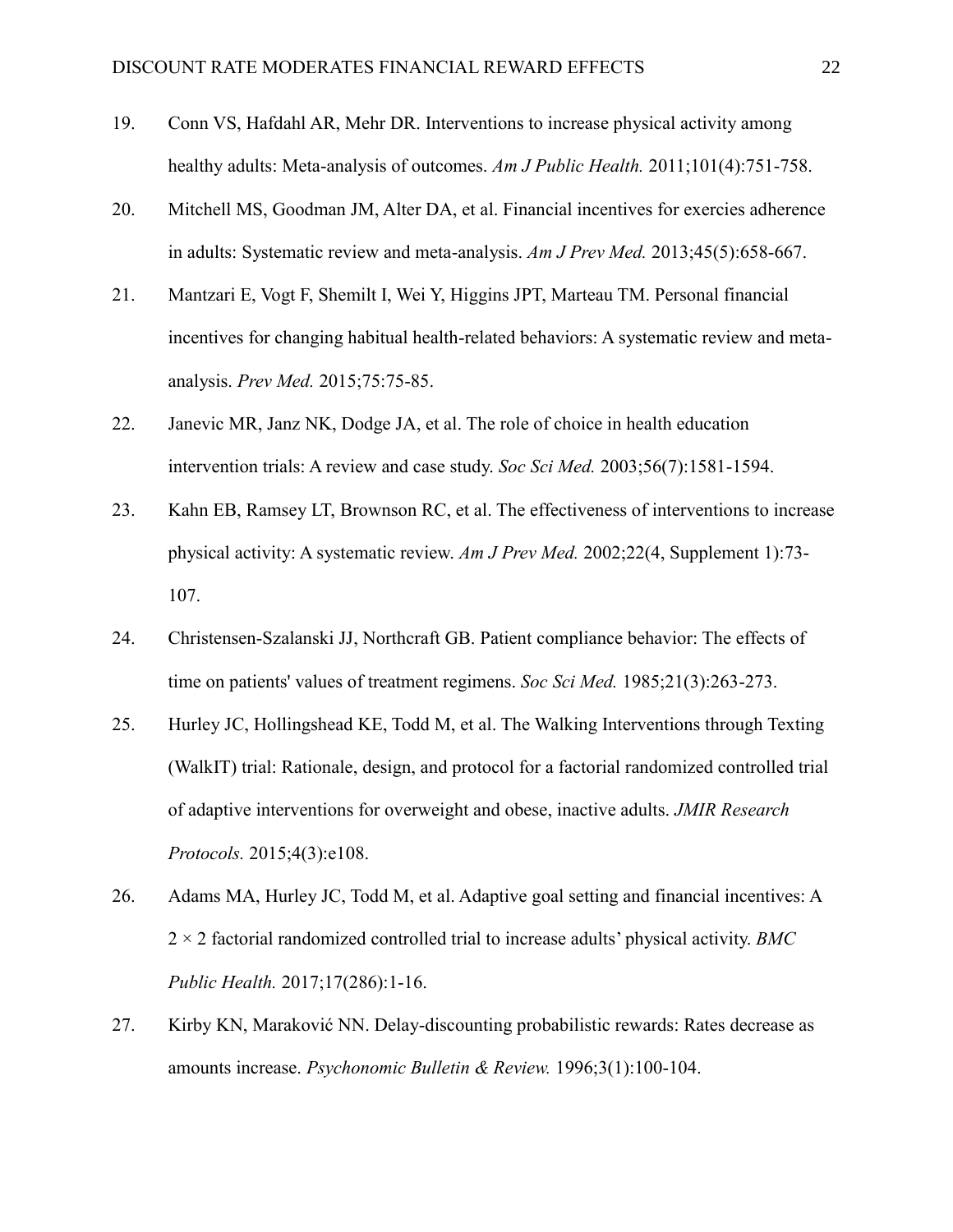19. Conn VS, Hafdahl AR, Mehr DR. Interventions to increase physical activity among healthy adults: Meta-analysis of outcomes. *Am J Public Health.* 2011;101(4):751-758.
20. Mitchell MS, Goodman JM, Alter DA, et al. Financial incentives for exercies adherence in adults: Systematic review and meta-analysis. *Am J Prev Med.* 2013;45(5):658-667.
21. Mantzari E, Vogt F, Shemilt I, Wei Y, Higgins JPT, Marteau TM. Personal financial incentives for changing habitual health-related behaviors: A systematic review and meta-analysis. *Prev Med.* 2015;75:75-85.
22. Janevic MR, Janz NK, Dodge JA, et al. The role of choice in health education intervention trials: A review and case study. *Soc Sci Med.* 2003;56(7):1581-1594.
23. Kahn EB, Ramsey LT, Brownson RC, et al. The effectiveness of interventions to increase physical activity: A systematic review. *Am J Prev Med.* 2002;22(4, Supplement 1):73-107.
24. Christensen-Szalanski JJ, Northcraft GB. Patient compliance behavior: The effects of time on patients' values of treatment regimens. *Soc Sci Med.* 1985;21(3):263-273.
25. Hurley JC, Hollingshead KE, Todd M, et al. The Walking Interventions through Texting (WalkIT) trial: Rationale, design, and protocol for a factorial randomized controlled trial of adaptive interventions for overweight and obese, inactive adults. *JMIR Research Protocols.* 2015;4(3):e108.
26. Adams MA, Hurley JC, Todd M, et al. Adaptive goal setting and financial incentives: A $2 \times 2$ factorial randomized controlled trial to increase adults' physical activity. *BMC Public Health.* 2017;17(286):1-16.
27. Kirby KN, Maraković NN. Delay-discounting probabilistic rewards: Rates decrease as amounts increase. *Psychonomic Bulletin & Review.* 1996;3(1):100-104.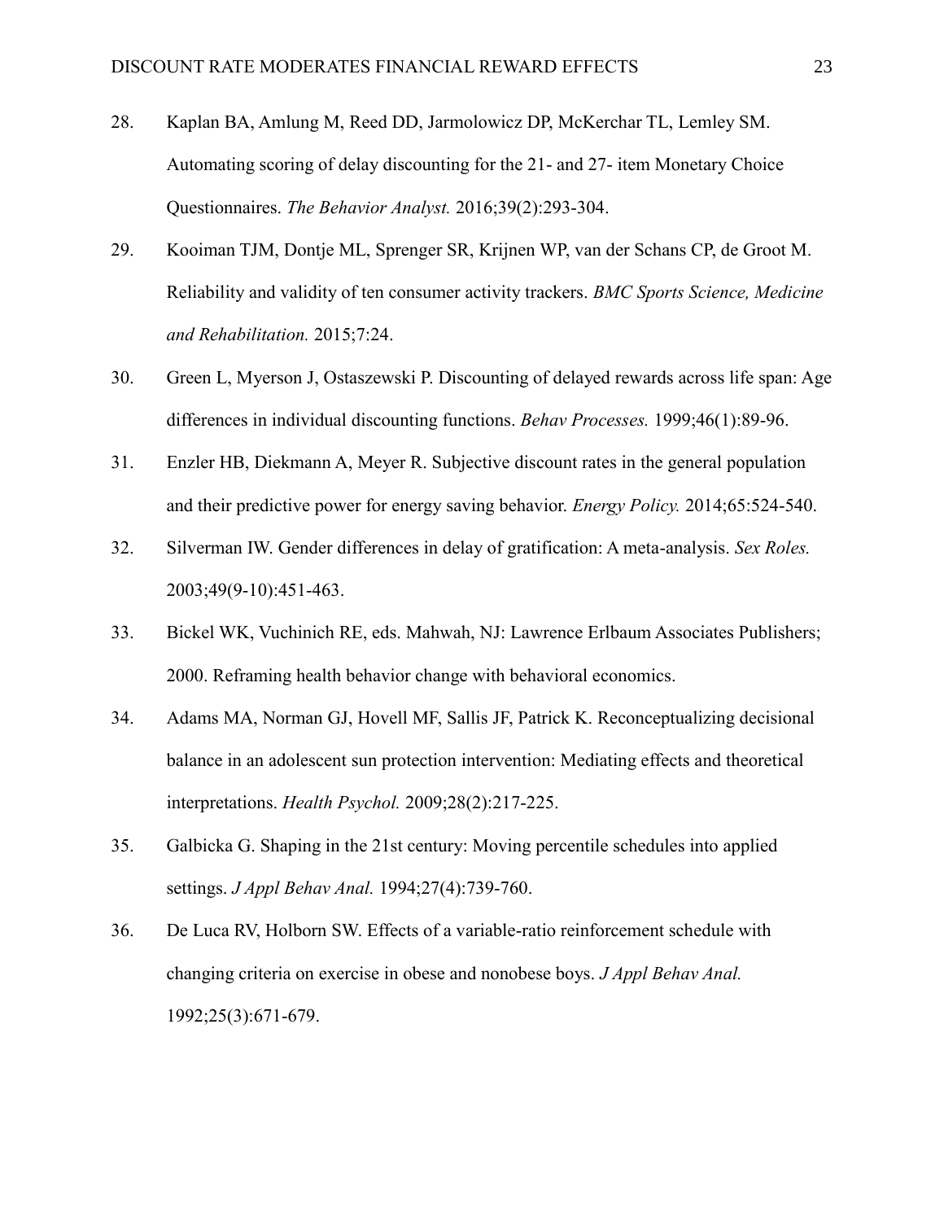28. Kaplan BA, Amlung M, Reed DD, Jarmolowicz DP, McKerchar TL, Lemley SM. Automating scoring of delay discounting for the 21- and 27- item Monetary Choice Questionnaires. *The Behavior Analyst.* 2016;39(2):293-304.

29. Kooiman TJM, Dontje ML, Sprenger SR, Krijnen WP, van der Schans CP, de Groot M. Reliability and validity of ten consumer activity trackers. *BMC Sports Science, Medicine and Rehabilitation.* 2015;7:24.

30. Green L, Myerson J, Ostaszewski P. Discounting of delayed rewards across life span: Age differences in individual discounting functions. *Behav Processes.* 1999;46(1):89-96.

31. Enzler HB, Diekmann A, Meyer R. Subjective discount rates in the general population and their predictive power for energy saving behavior. *Energy Policy.* 2014;65:524-540.

32. Silverman IW. Gender differences in delay of gratification: A meta-analysis. *Sex Roles.* 2003;49(9-10):451-463.

33. Bickel WK, Vuchinich RE, eds. Mahwah, NJ: Lawrence Erlbaum Associates Publishers; 2000. Reframing health behavior change with behavioral economics.

34. Adams MA, Norman GJ, Hovell MF, Sallis JF, Patrick K. Reconceptualizing decisional balance in an adolescent sun protection intervention: Mediating effects and theoretical interpretations. *Health Psychol.* 2009;28(2):217-225.

35. Galbicka G. Shaping in the 21st century: Moving percentile schedules into applied settings. *J Appl Behav Anal.* 1994;27(4):739-760.

36. De Luca RV, Holborn SW. Effects of a variable-ratio reinforcement schedule with changing criteria on exercise in obese and nonobese boys. *J Appl Behav Anal.* 1992;25(3):671-679.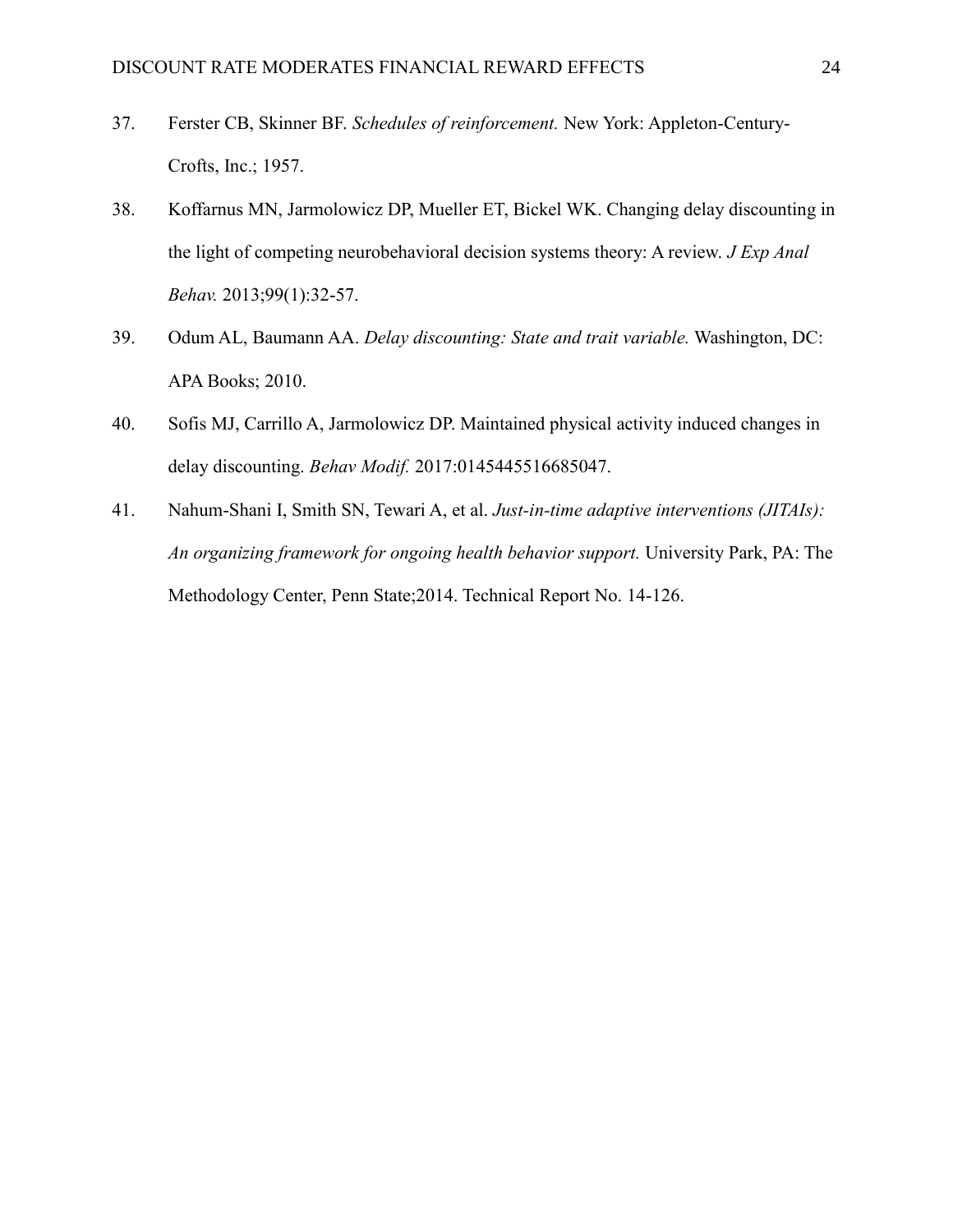37. Ferster CB, Skinner BF. *Schedules of reinforcement.* New York: Appleton-Century-Crofts, Inc.; 1957.

38. Koffarnus MN, Jarmolowicz DP, Mueller ET, Bickel WK. Changing delay discounting in the light of competing neurobehavioral decision systems theory: A review. *J Exp Anal Behav.* 2013;99(1):32-57.

39. Odum AL, Baumann AA. *Delay discounting: State and trait variable.* Washington, DC: APA Books; 2010.

40. Sofis MJ, Carrillo A, Jarmolowicz DP. Maintained physical activity induced changes in delay discounting. *Behav Modif.* 2017:0145445516685047.

41. Nahum-Shani I, Smith SN, Tewari A, et al. *Just-in-time adaptive interventions (JITAIs): An organizing framework for ongoing health behavior support.* University Park, PA: The Methodology Center, Penn State;2014. Technical Report No. 14-126.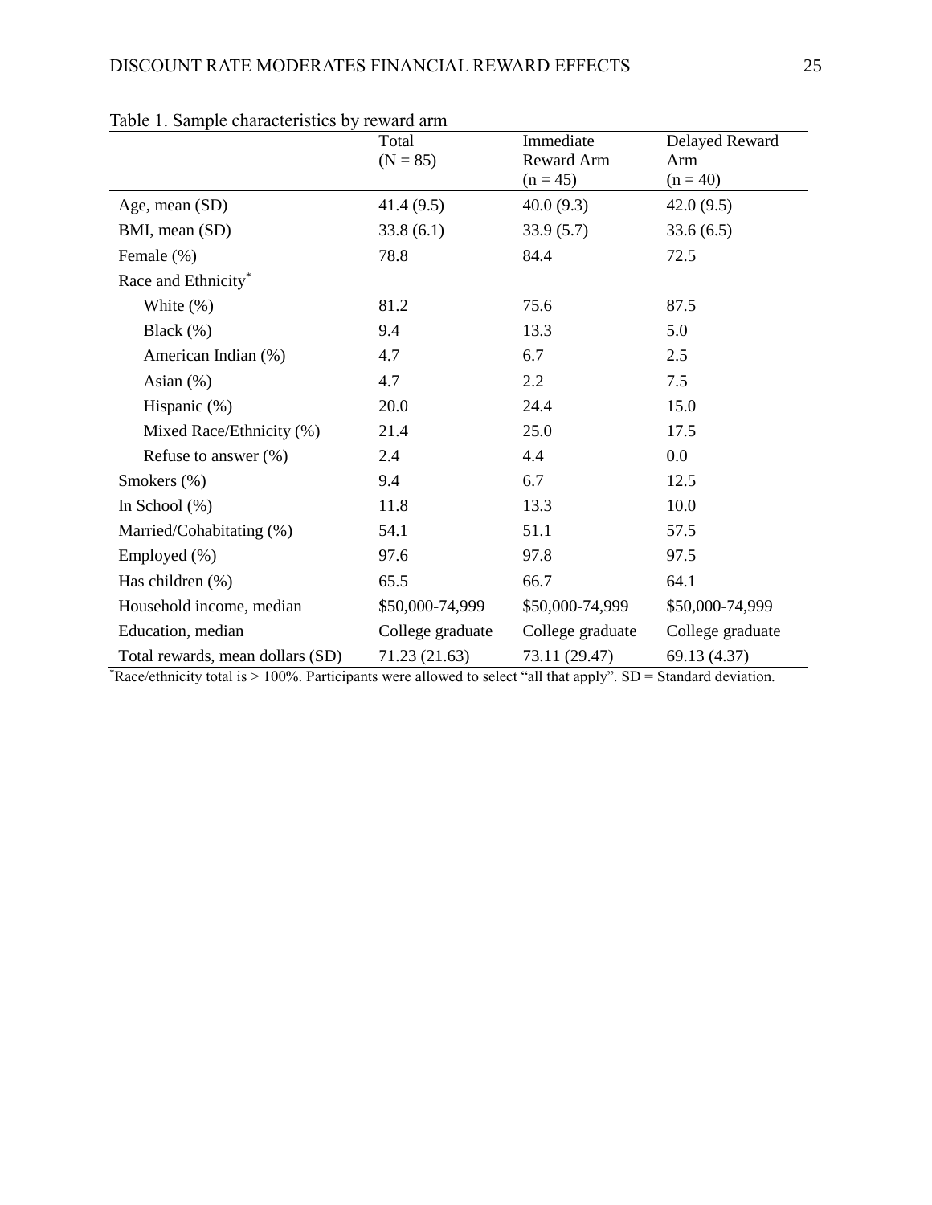Table 1. Sample characteristics by reward arm

| | Total (N = 85) | Immediate Reward Arm (n = 45) | Delayed Reward Arm (n = 40) |
|---|---|---|---|
| Age, mean (SD) | 41.4 (9.5) | 40.0 (9.3) | 42.0 (9.5) |
| BMI, mean (SD) | 33.8 (6.1) | 33.9 (5.7) | 33.6 (6.5) |
| Female (%) | 78.8 | 84.4 | 72.5 |
| Race and Ethnicity* | | | |
| White (%) | 81.2 | 75.6 | 87.5 |
| Black (%) | 9.4 | 13.3 | 5.0 |
| American Indian (%) | 4.7 | 6.7 | 2.5 |
| Asian (%) | 4.7 | 2.2 | 7.5 |
| Hispanic (%) | 20.0 | 24.4 | 15.0 |
| Mixed Race/Ethnicity (%) | 21.4 | 25.0 | 17.5 |
| Refuse to answer (%) | 2.4 | 4.4 | 0.0 |
| Smokers (%) | 9.4 | 6.7 | 12.5 |
| In School (%) | 11.8 | 13.3 | 10.0 |
| Married/Cohabitating (%) | 54.1 | 51.1 | 57.5 |
| Employed (%) | 97.6 | 97.8 | 97.5 |
| Has children (%) | 65.5 | 66.7 | 64.1 |
| Household income, median | \$50,000-74,999 | \$50,000-74,999 | \$50,000-74,999 |
| Education, median | College graduate | College graduate | College graduate |
| Total rewards, mean dollars (SD) | 71.23 (21.63) | 73.11 (29.47) | 69.13 (4.37) |

*Race/ethnicity total is > 100%. Participants were allowed to select "all that apply". SD = Standard deviation.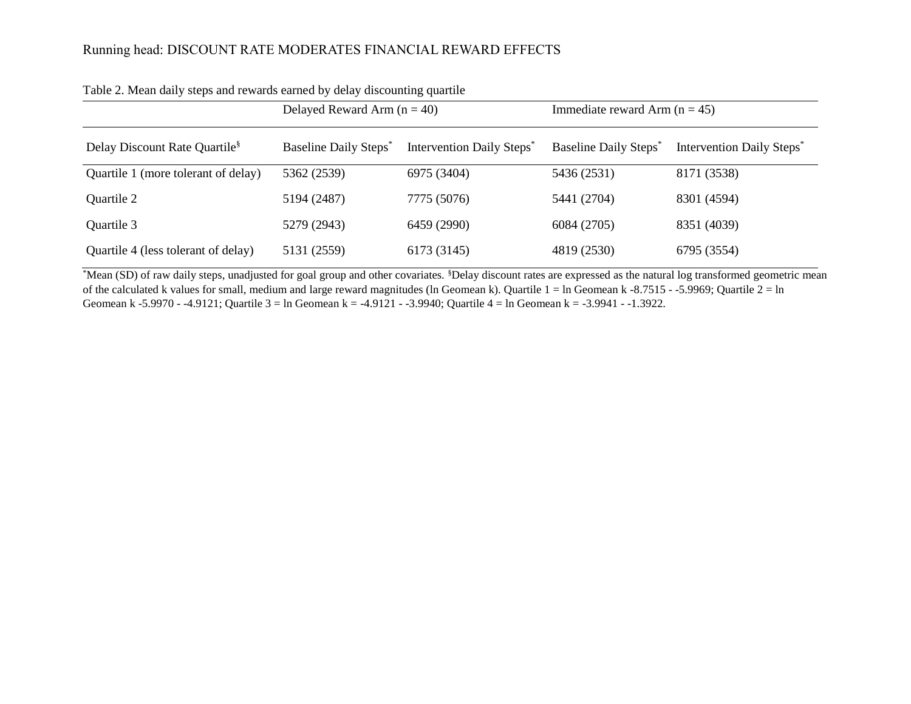Table 2. Mean daily steps and rewards earned by delay discounting quartile

| | Delayed Reward Arm (n = 40) | | Immediate reward Arm (n = 45) | |
|---|---|---|---|---|
| Delay Discount Rate Quartile§ | Baseline Daily Steps* | Intervention Daily Steps* | Baseline Daily Steps* | Intervention Daily Steps* |
| Quartile 1 (more tolerant of delay) | 5362 (2539) | 6975 (3404) | 5436 (2531) | 8171 (3538) |
| Quartile 2 | 5194 (2487) | 7775 (5076) | 5441 (2704) | 8301 (4594) |
| Quartile 3 | 5279 (2943) | 6459 (2990) | 6084 (2705) | 8351 (4039) |
| Quartile 4 (less tolerant of delay) | 5131 (2559) | 6173 (3145) | 4819 (2530) | 6795 (3554) |

*Mean (SD) of raw daily steps, unadjusted for goal group and other covariates. §Delay discount rates are expressed as the natural log transformed geometric mean of the calculated k values for small, medium and large reward magnitudes (ln Geomean k). Quartile 1 = ln Geomean k -8.7515 - -5.9969; Quartile 2 = ln Geomean k -5.9970 - -4.9121; Quartile 3 = ln Geomean k = -4.9121 - -3.9940; Quartile 4 = ln Geomean k = -3.9941 - -1.3922.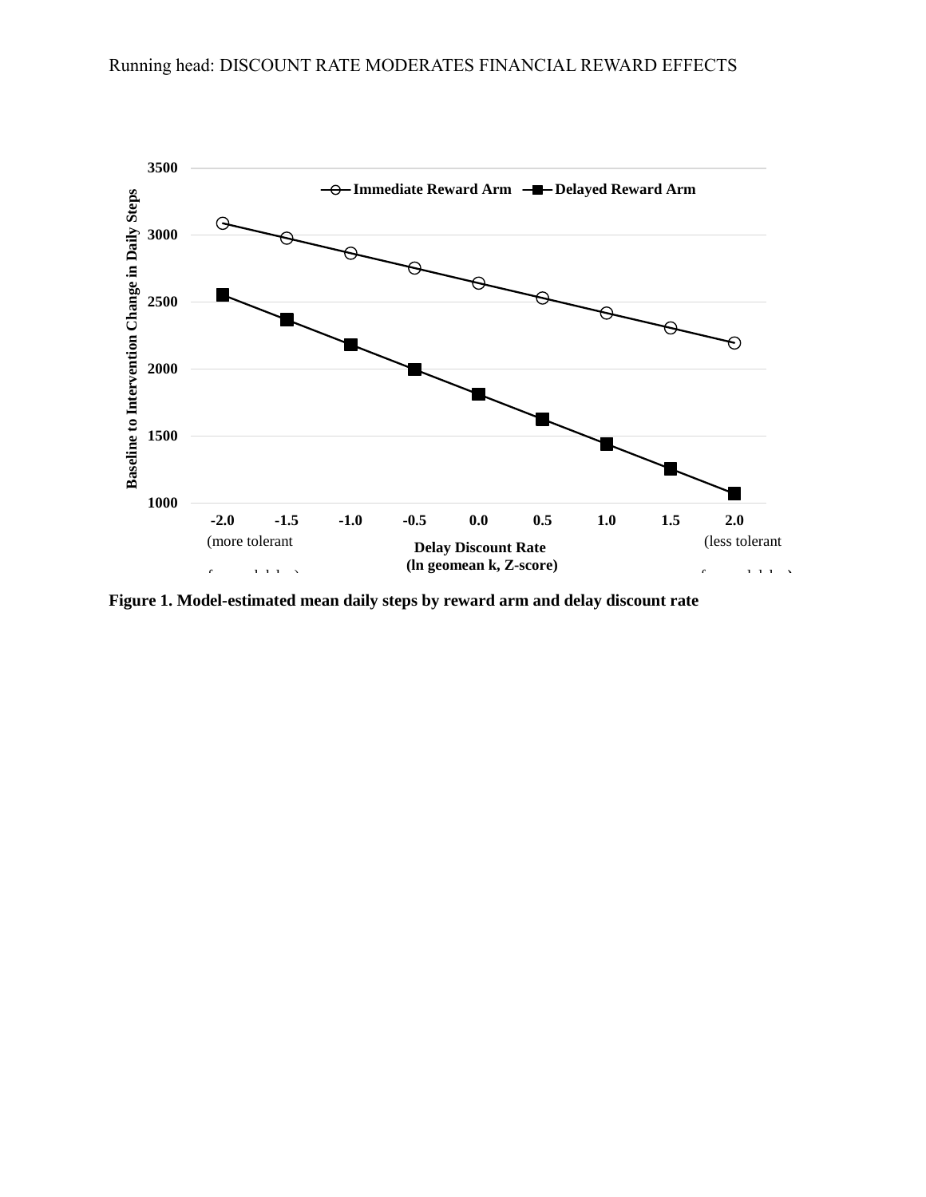**Figure 1. Model-estimated mean daily steps by reward arm and delay discount rate**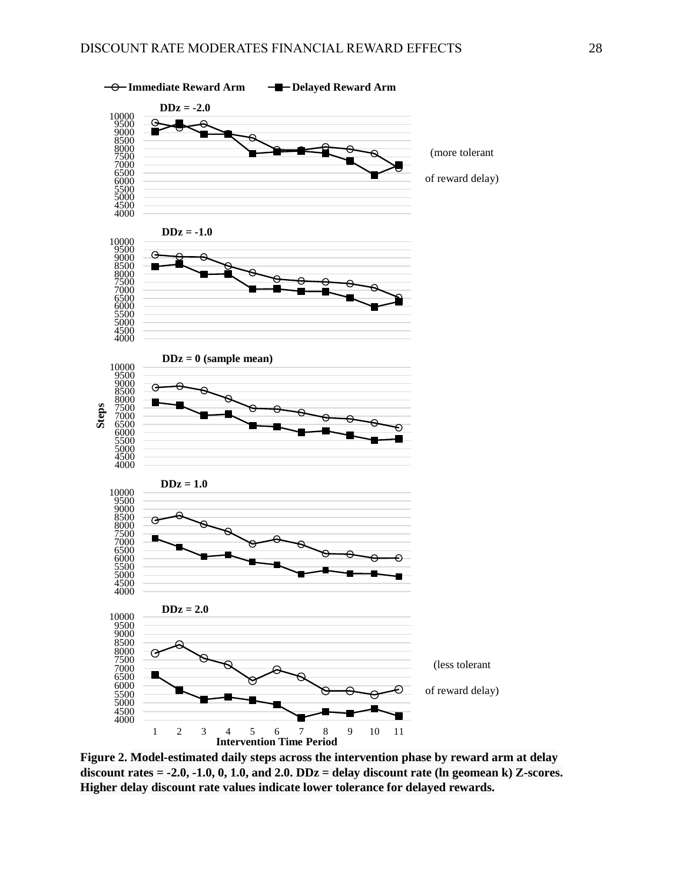**Figure 2. Model-estimated daily steps across the intervention phase by reward arm at delay discount rates = -2.0, -1.0, 0, 1.0, and 2.0. DDz = delay discount rate (ln geomean k) Z-scores. Higher delay discount rate values indicate lower tolerance for delayed rewards.**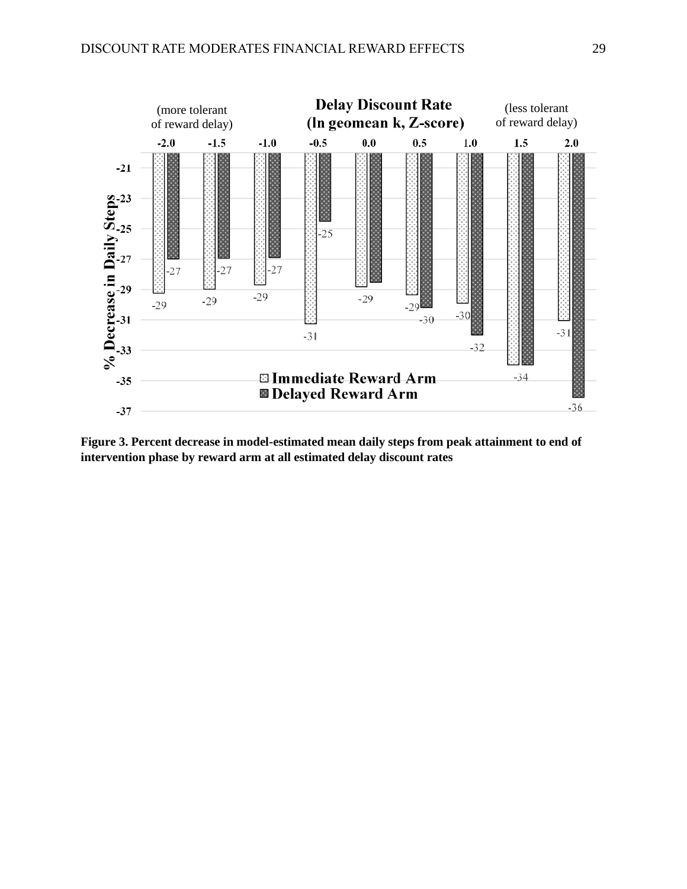Delay Discount Rate
(ln geomean k, Z-score)

(more tolerant of reward delay)

(less tolerant of reward delay)

-2.0 -1.5 -1.0 -0.5 0.0 0.5 1.0 1.5 2.0

% Decrease in Daily Steps

-21 -23 -25 -27 -29 -31 -33 -35 -37

-29 -27 -29 -27 -29 -27 -31 -25 -29 -29 -29 -30 -30 -32 -34 -31 -36

Immediate Reward Arm

Delayed Reward Arm

**Figure 3. Percent decrease in model-estimated mean daily steps from peak attainment to end of intervention phase by reward arm at all estimated delay discount rates**